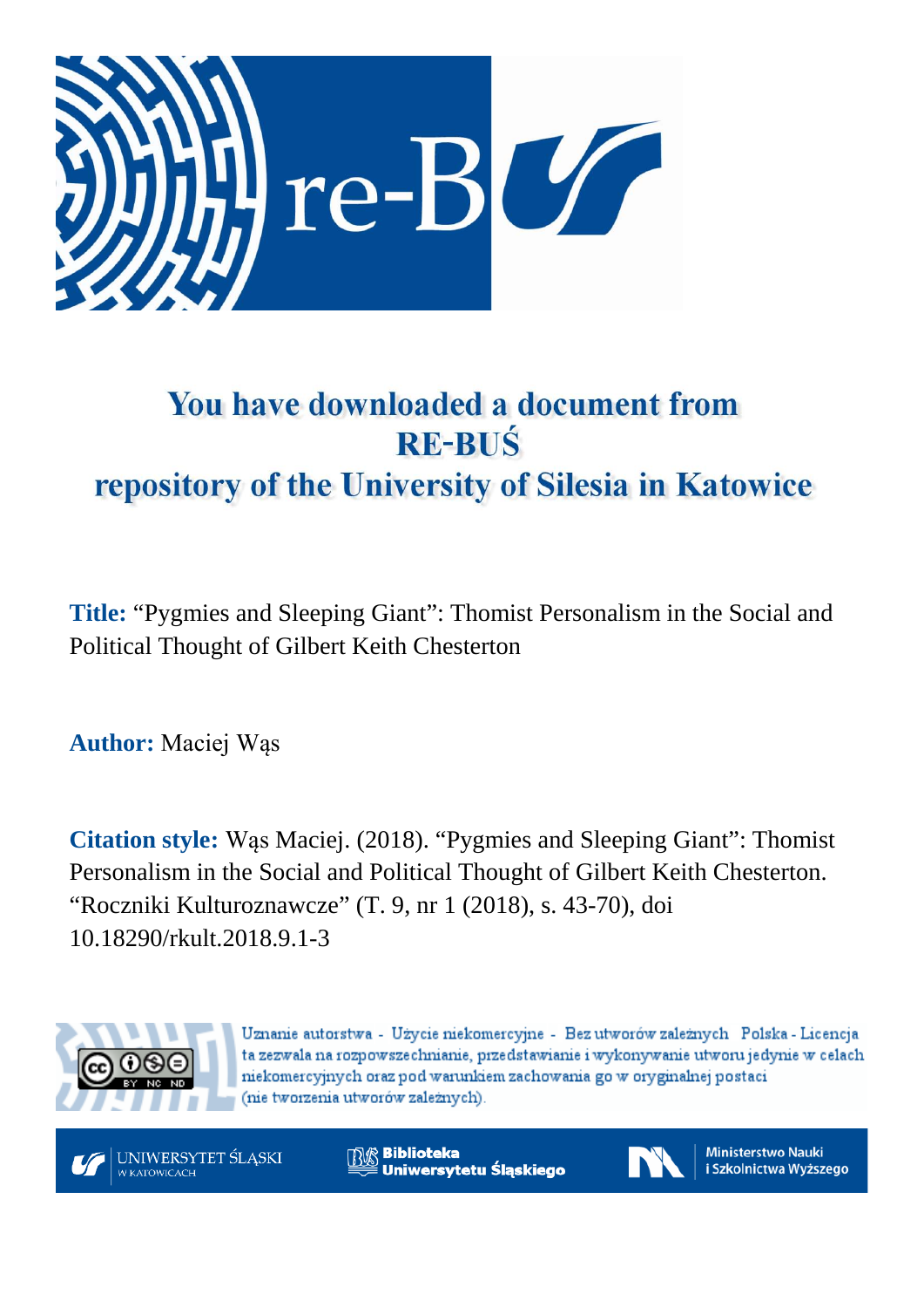# You have downloaded a document from RE-BUŚ repository of the University of Silesia in Katowice

**Title:** "Pygmies and Sleeping Giant": Thomist Personalism in the Social and Political Thought of Gilbert Keith Chesterton

**Author:** Maciej Wąs

**Citation style:** Wąs Maciej. (2018). "Pygmies and Sleeping Giant": Thomist Personalism in the Social and Political Thought of Gilbert Keith Chesterton. "Roczniki Kulturoznawcze" (T. 9, nr 1 (2018), s. 43-70), doi 10.18290/rkult.2018.9.1-3

Uznanie autorstwa - Użycie niekomercyjne - Bez utworów zależnych Polska - Licencja ta zezwala na rozpowszechnianie, przedstawianie i wykonywanie utworu jedynie w celach niekomercyjnych oraz pod warunkiem zachowania go w oryginalnej postaci (nie tworzenia utworów zależnych).

UNIWERSYTET ŚLĄSKI W KATOWICACH

Biblioteka Uniwersytetu Śląskiego

Ministerstwo Nauki i Szkolnictwa Wyższego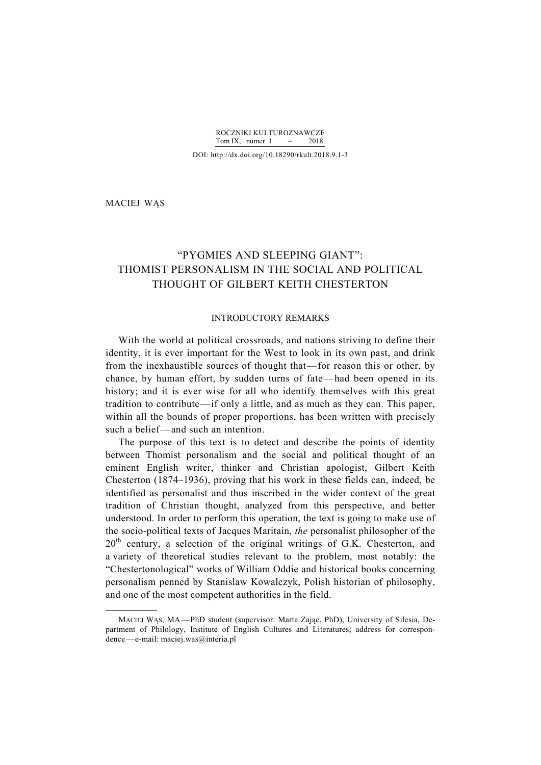MACIEJ WĄS

# "PYGMIES AND SLEEPING GIANT": THOMIST PERSONALISM IN THE SOCIAL AND POLITICAL THOUGHT OF GILBERT KEITH CHESTERTON

## INTRODUCTORY REMARKS

With the world at political crossroads, and nations striving to define their identity, it is ever important for the West to look in its own past, and drink from the inexhaustible sources of thought that—for reason this or other, by chance, by human effort, by sudden turns of fate—had been opened in its history; and it is ever wise for all who identify themselves with this great tradition to contribute—if only a little, and as much as they can. This paper, within all the bounds of proper proportions, has been written with precisely such a belief—and such an intention.

The purpose of this text is to detect and describe the points of identity between Thomist personalism and the social and political thought of an eminent English writer, thinker and Christian apologist, Gilbert Keith Chesterton (1874–1936), proving that his work in these fields can, indeed, be identified as personalist and thus inscribed in the wider context of the great tradition of Christian thought, analyzed from this perspective, and better understood. In order to perform this operation, the text is going to make use of the socio-political texts of Jacques Maritain, *the* personalist philosopher of the 20th century, a selection of the original writings of G.K. Chesterton, and a variety of theoretical studies relevant to the problem, most notably: the "Chestertonological" works of William Oddie and historical books concerning personalism penned by Stanislaw Kowalczyk, Polish historian of philosophy, and one of the most competent authorities in the field.

---

MACIEJ WĄS, MA—PhD student (supervisor: Marta Zając, PhD), University of Silesia, Department of Philology, Institute of English Cultures and Literatures; address for correspondence—e-mail: maciej.was@interia.pl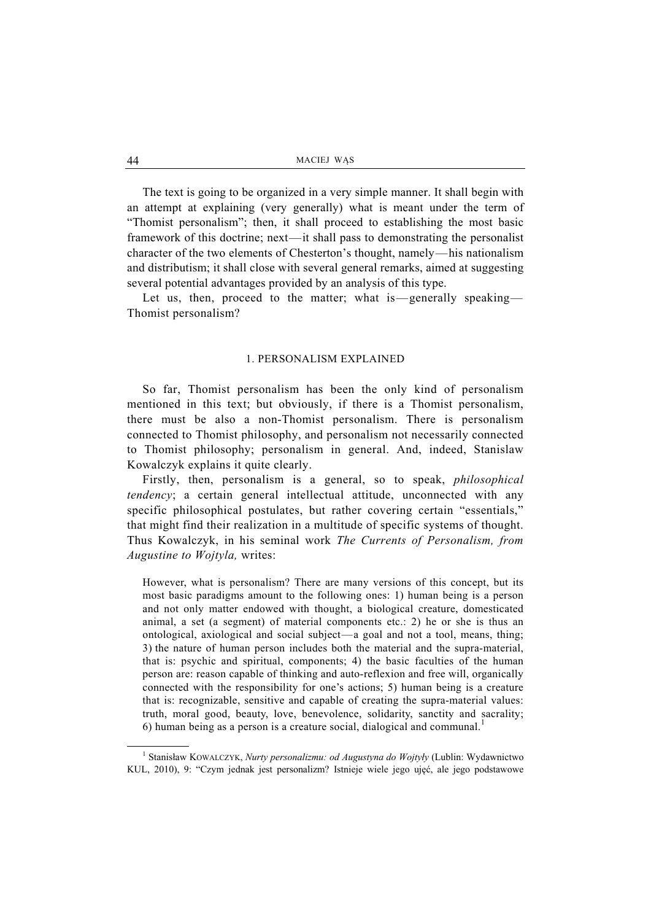The text is going to be organized in a very simple manner. It shall begin with an attempt at explaining (very generally) what is meant under the term of "Thomist personalism"; then, it shall proceed to establishing the most basic framework of this doctrine; next—it shall pass to demonstrating the personalist character of the two elements of Chesterton's thought, namely—his nationalism and distributism; it shall close with several general remarks, aimed at suggesting several potential advantages provided by an analysis of this type.

Let us, then, proceed to the matter; what is—generally speaking—Thomist personalism?

## 1. PERSONALISM EXPLAINED

So far, Thomist personalism has been the only kind of personalism mentioned in this text; but obviously, if there is a Thomist personalism, there must be also a non-Thomist personalism. There is personalism connected to Thomist philosophy, and personalism not necessarily connected to Thomist philosophy; personalism in general. And, indeed, Stanislaw Kowalczyk explains it quite clearly.

Firstly, then, personalism is a general, so to speak, *philosophical tendency*; a certain general intellectual attitude, unconnected with any specific philosophical postulates, but rather covering certain "essentials," that might find their realization in a multitude of specific systems of thought. Thus Kowalczyk, in his seminal work *The Currents of Personalism, from Augustine to Wojtyla,* writes:

> However, what is personalism? There are many versions of this concept, but its most basic paradigms amount to the following ones: 1) human being is a person and not only matter endowed with thought, a biological creature, domesticated animal, a set (a segment) of material components etc.: 2) he or she is thus an ontological, axiological and social subject—a goal and not a tool, means, thing; 3) the nature of human person includes both the material and the supra-material, that is: psychic and spiritual, components; 4) the basic faculties of the human person are: reason capable of thinking and auto-reflexion and free will, organically connected with the responsibility for one's actions; 5) human being is a creature that is: recognizable, sensitive and capable of creating the supra-material values: truth, moral good, beauty, love, benevolence, solidarity, sanctity and sacrality; 6) human being as a person is a creature social, dialogical and communal.[1]

[1] Stanisław KOWALCZYK, *Nurty personalizmu: od Augustyna do Wojtyły* (Lublin: Wydawnictwo KUL, 2010), 9: "Czym jednak jest personalizm? Istnieje wiele jego ujęć, ale jego podstawowe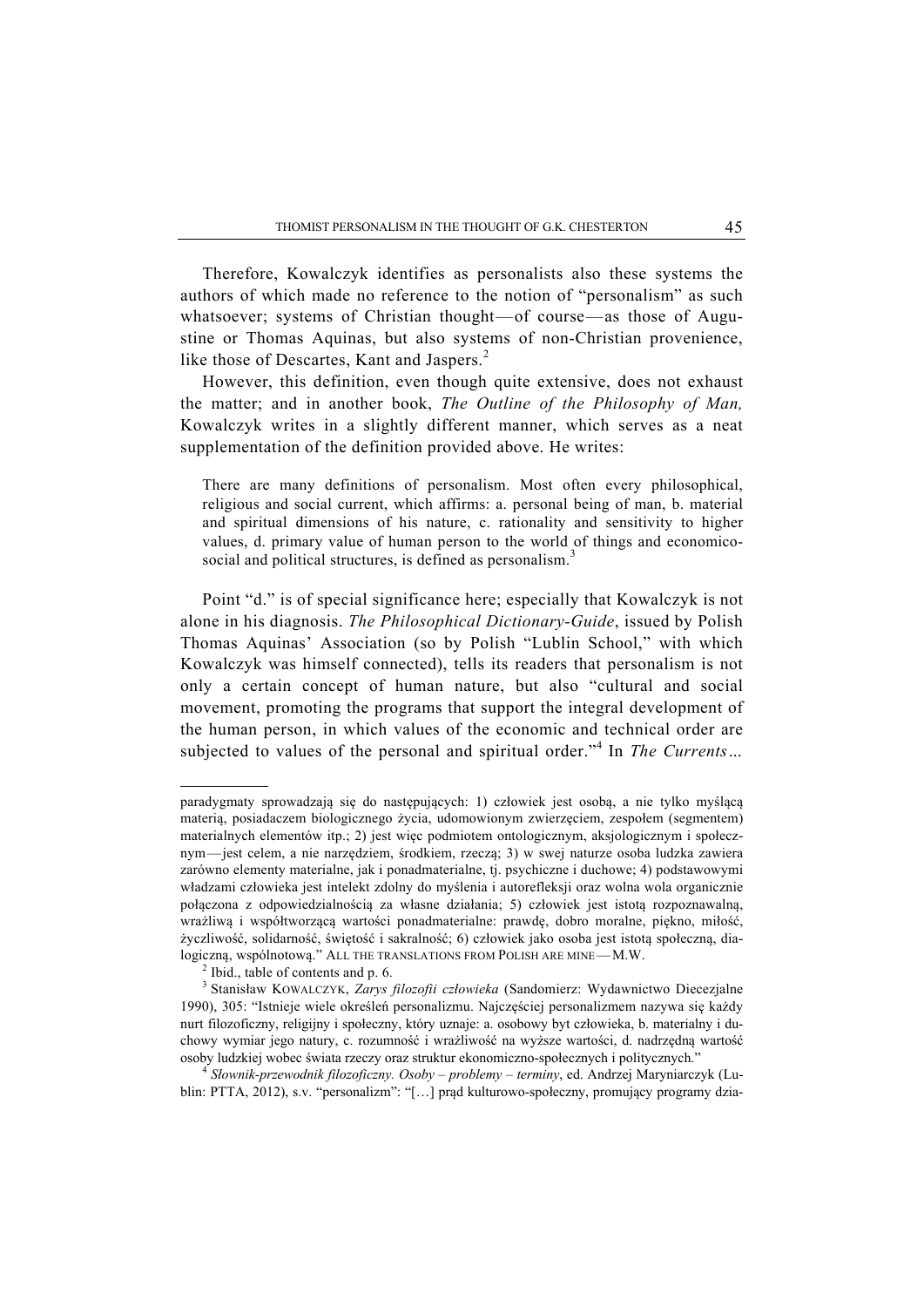Therefore, Kowalczyk identifies as personalists also these systems the authors of which made no reference to the notion of "personalism" as such whatsoever; systems of Christian thought—of course—as those of Augustine or Thomas Aquinas, but also systems of non-Christian provenience, like those of Descartes, Kant and Jaspers.[2]

However, this definition, even though quite extensive, does not exhaust the matter; and in another book, *The Outline of the Philosophy of Man,* Kowalczyk writes in a slightly different manner, which serves as a neat supplementation of the definition provided above. He writes:

> There are many definitions of personalism. Most often every philosophical, religious and social current, which affirms: a. personal being of man, b. material and spiritual dimensions of his nature, c. rationality and sensitivity to higher values, d. primary value of human person to the world of things and economico-social and political structures, is defined as personalism.[3]

Point "d." is of special significance here; especially that Kowalczyk is not alone in his diagnosis. *The Philosophical Dictionary-Guide*, issued by Polish Thomas Aquinas' Association (so by Polish "Lublin School," with which Kowalczyk was himself connected), tells its readers that personalism is not only a certain concept of human nature, but also "cultural and social movement, promoting the programs that support the integral development of the human person, in which values of the economic and technical order are subjected to values of the personal and spiritual order."[4] In *The Currents…*

---

paradygmaty sprowadzają się do następujących: 1) człowiek jest osobą, a nie tylko myślącą materią, posiadaczem biologicznego życia, udomowionym zwierzęciem, zespołem (segmentem) materialnych elementów itp.; 2) jest więc podmiotem ontologicznym, aksjologicznym i społecznym—jest celem, a nie narzędziem, środkiem, rzeczą; 3) w swej naturze osoba ludzka zawiera zarówno elementy materialne, jak i ponadmaterialne, tj. psychiczne i duchowe; 4) podstawowymi władzami człowieka jest intelekt zdolny do myślenia i autorefleksji oraz wolna wola organicznie połączona z odpowiedzialnością za własne działania; 5) człowiek jest istotą rozpoznawalną, wrażliwą i współtworzącą wartości ponadmaterialne: prawdę, dobro moralne, piękno, miłość, życzliwość, solidarność, świętość i sakralność; 6) człowiek jako osoba jest istotą społeczną, dialogiczną, wspólnotową." ALL THE TRANSLATIONS FROM POLISH ARE MINE—M.W.

[2] Ibid., table of contents and p. 6.

[3] Stanisław KOWALCZYK, *Zarys filozofii człowieka* (Sandomierz: Wydawnictwo Diecezjalne 1990), 305: "Istnieje wiele określeń personalizmu. Najczęściej personalizmem nazywa się każdy nurt filozoficzny, religijny i społeczny, który uznaje: a. osobowy byt człowieka, b. materialny i duchowy wymiar jego natury, c. rozumność i wrażliwość na wyższe wartości, d. nadrzędną wartość osoby ludzkiej wobec świata rzeczy oraz struktur ekonomiczno-społecznych i politycznych."

[4] *Słownik-przewodnik filozoficzny. Osoby – problemy – terminy*, ed. Andrzej Maryniarczyk (Lublin: PTTA, 2012), s.v. "personalizm": "[…] prąd kulturowo-społeczny, promujący programy dzia-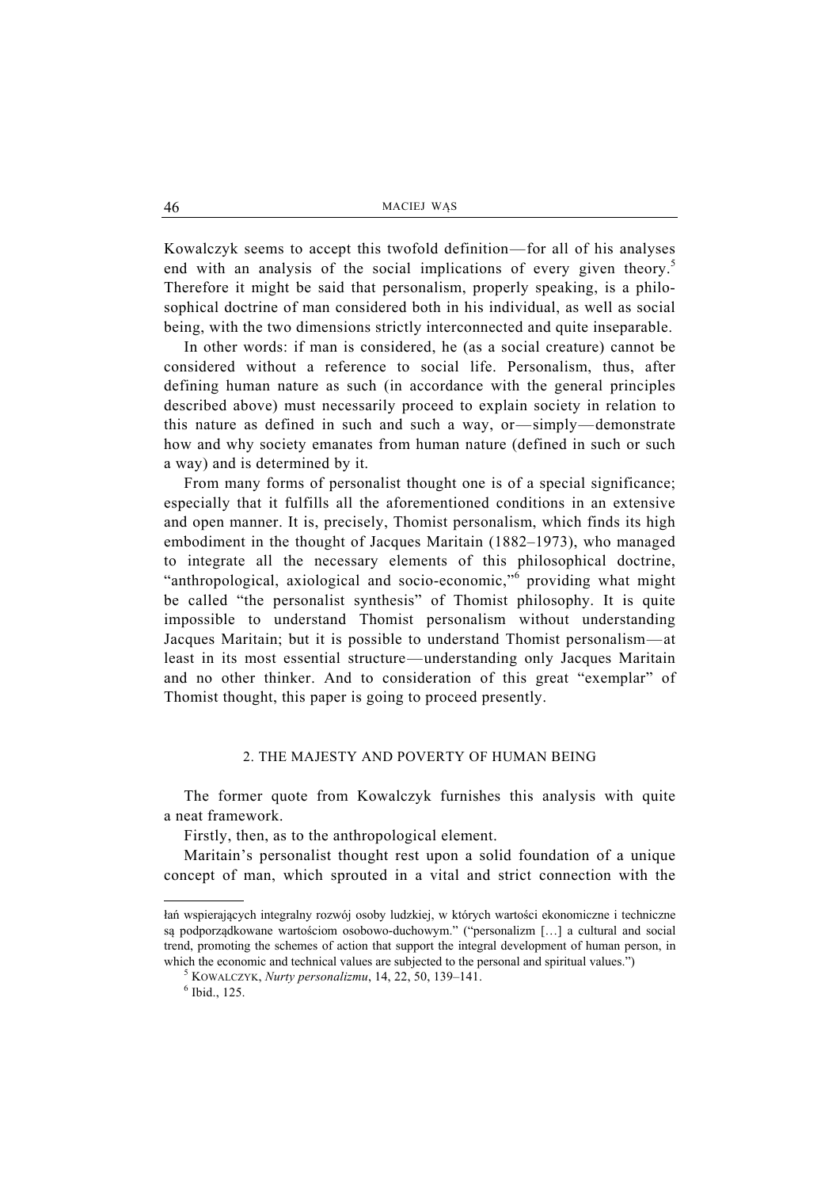Kowalczyk seems to accept this twofold definition—for all of his analyses end with an analysis of the social implications of every given theory.[5] Therefore it might be said that personalism, properly speaking, is a philosophical doctrine of man considered both in his individual, as well as social being, with the two dimensions strictly interconnected and quite inseparable.

In other words: if man is considered, he (as a social creature) cannot be considered without a reference to social life. Personalism, thus, after defining human nature as such (in accordance with the general principles described above) must necessarily proceed to explain society in relation to this nature as defined in such and such a way, or—simply—demonstrate how and why society emanates from human nature (defined in such or such a way) and is determined by it.

From many forms of personalist thought one is of a special significance; especially that it fulfills all the aforementioned conditions in an extensive and open manner. It is, precisely, Thomist personalism, which finds its high embodiment in the thought of Jacques Maritain (1882–1973), who managed to integrate all the necessary elements of this philosophical doctrine, "anthropological, axiological and socio-economic,"[6] providing what might be called "the personalist synthesis" of Thomist philosophy. It is quite impossible to understand Thomist personalism without understanding Jacques Maritain; but it is possible to understand Thomist personalism—at least in its most essential structure—understanding only Jacques Maritain and no other thinker. And to consideration of this great "exemplar" of Thomist thought, this paper is going to proceed presently.

## 2. THE MAJESTY AND POVERTY OF HUMAN BEING

The former quote from Kowalczyk furnishes this analysis with quite a neat framework.

Firstly, then, as to the anthropological element.

Maritain's personalist thought rest upon a solid foundation of a unique concept of man, which sprouted in a vital and strict connection with the

---

łań wspierających integralny rozwój osoby ludzkiej, w których wartości ekonomiczne i techniczne są podporządkowane wartościom osobowo-duchowym." ("personalizm […] a cultural and social trend, promoting the schemes of action that support the integral development of human person, in which the economic and technical values are subjected to the personal and spiritual values.")

[5] KOWALCZYK, *Nurty personalizmu*, 14, 22, 50, 139–141.

[6] Ibid., 125.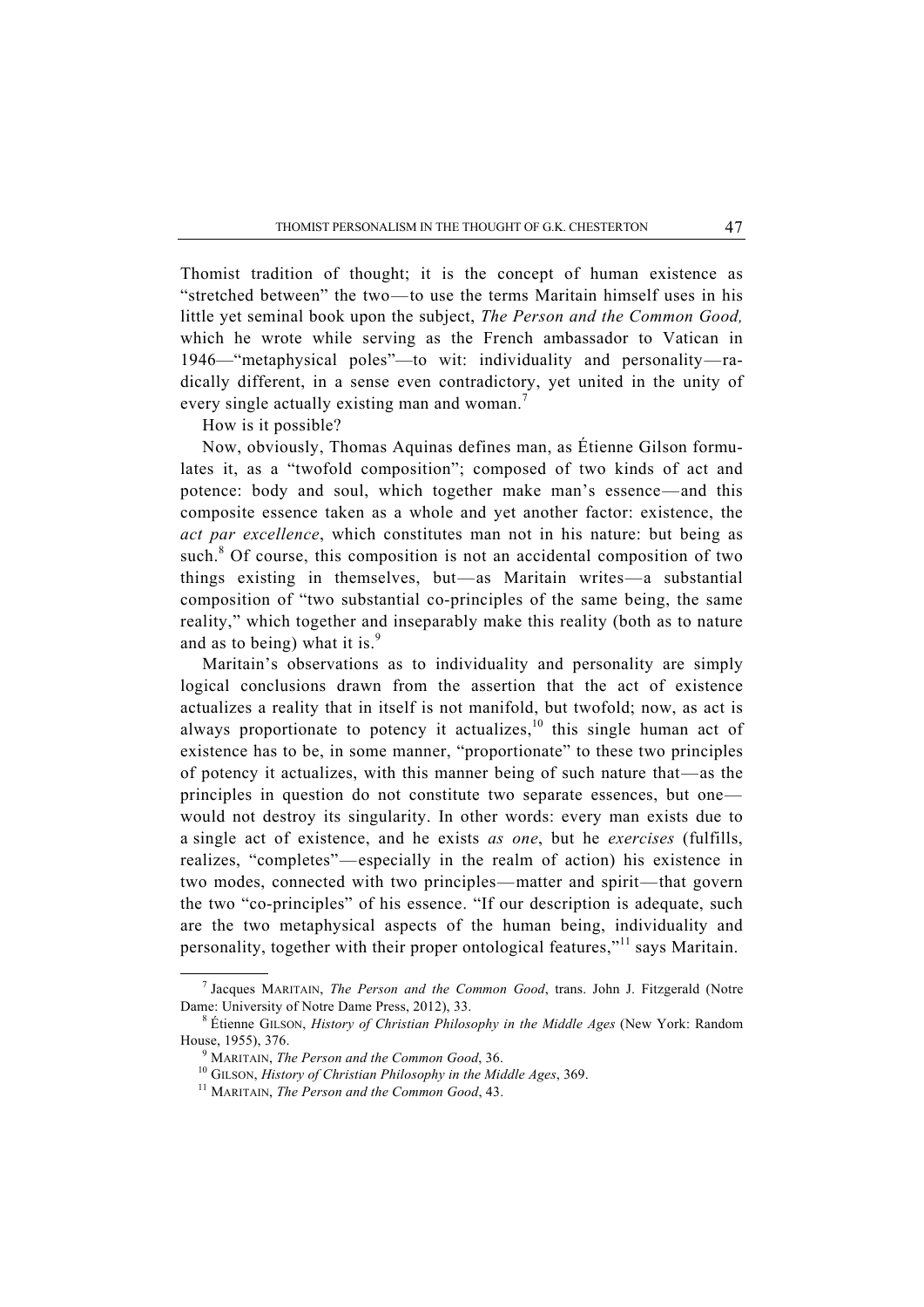Thomist tradition of thought; it is the concept of human existence as "stretched between" the two—to use the terms Maritain himself uses in his little yet seminal book upon the subject, *The Person and the Common Good,* which he wrote while serving as the French ambassador to Vatican in 1946—"metaphysical poles"—to wit: individuality and personality—radically different, in a sense even contradictory, yet united in the unity of every single actually existing man and woman.[7]

How is it possible?

Now, obviously, Thomas Aquinas defines man, as Étienne Gilson formulates it, as a "twofold composition"; composed of two kinds of act and potence: body and soul, which together make man's essence—and this composite essence taken as a whole and yet another factor: existence, the *act par excellence*, which constitutes man not in his nature: but being as such.[8] Of course, this composition is not an accidental composition of two things existing in themselves, but—as Maritain writes—a substantial composition of "two substantial co-principles of the same being, the same reality," which together and inseparably make this reality (both as to nature and as to being) what it is.[9]

Maritain's observations as to individuality and personality are simply logical conclusions drawn from the assertion that the act of existence actualizes a reality that in itself is not manifold, but twofold; now, as act is always proportionate to potency it actualizes,[10] this single human act of existence has to be, in some manner, "proportionate" to these two principles of potency it actualizes, with this manner being of such nature that—as the principles in question do not constitute two separate essences, but one—would not destroy its singularity. In other words: every man exists due to a single act of existence, and he exists *as one*, but he *exercises* (fulfills, realizes, "completes"—especially in the realm of action) his existence in two modes, connected with two principles—matter and spirit—that govern the two "co-principles" of his essence. "If our description is adequate, such are the two metaphysical aspects of the human being, individuality and personality, together with their proper ontological features,"[11] says Maritain.

---

[7] Jacques MARITAIN, *The Person and the Common Good*, trans. John J. Fitzgerald (Notre Dame: University of Notre Dame Press, 2012), 33.

[8] Étienne GILSON, *History of Christian Philosophy in the Middle Ages* (New York: Random House, 1955), 376.

[9] MARITAIN, *The Person and the Common Good*, 36.

[10] GILSON, *History of Christian Philosophy in the Middle Ages*, 369.

[11] MARITAIN, *The Person and the Common Good*, 43.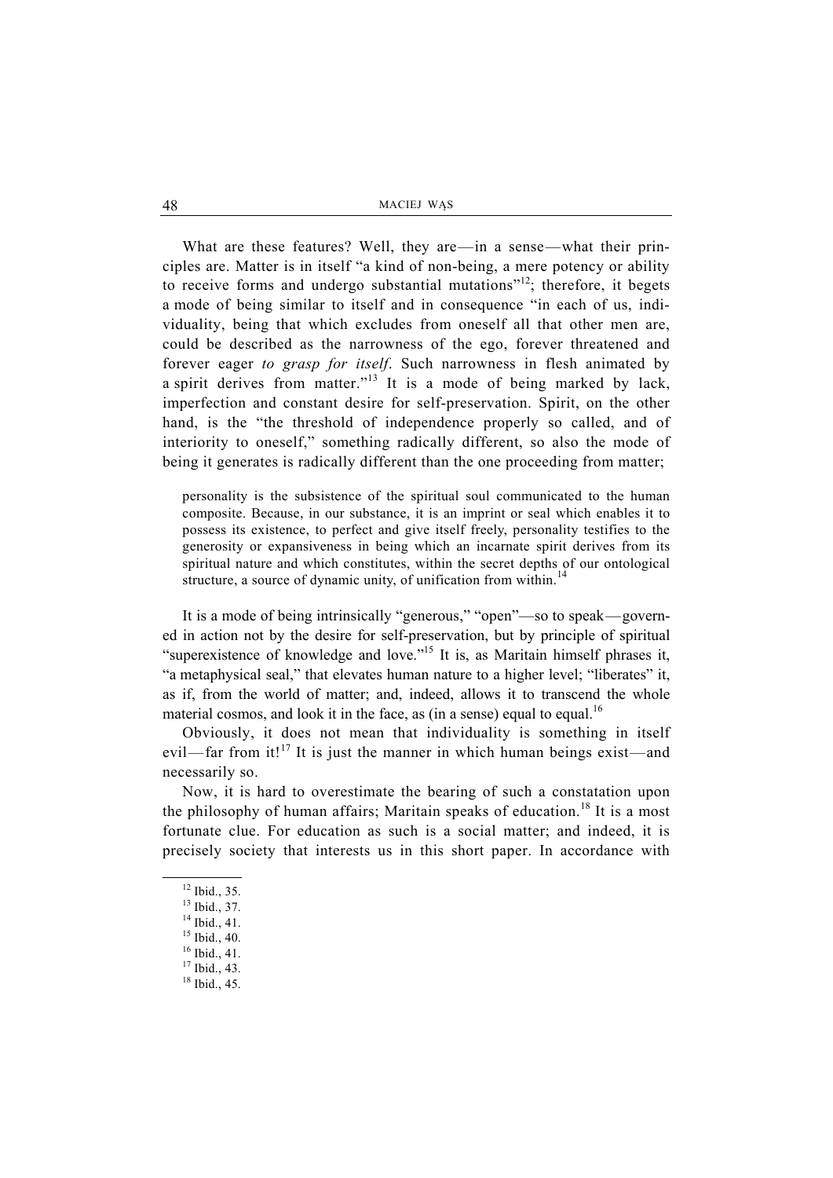What are these features? Well, they are—in a sense—what their principles are. Matter is in itself "a kind of non-being, a mere potency or ability to receive forms and undergo substantial mutations"[12]; therefore, it begets a mode of being similar to itself and in consequence "in each of us, individuality, being that which excludes from oneself all that other men are, could be described as the narrowness of the ego, forever threatened and forever eager *to grasp for itself*. Such narrowness in flesh animated by a spirit derives from matter."[13] It is a mode of being marked by lack, imperfection and constant desire for self-preservation. Spirit, on the other hand, is the "the threshold of independence properly so called, and of interiority to oneself," something radically different, so also the mode of being it generates is radically different than the one proceeding from matter;

> personality is the subsistence of the spiritual soul communicated to the human composite. Because, in our substance, it is an imprint or seal which enables it to possess its existence, to perfect and give itself freely, personality testifies to the generosity or expansiveness in being which an incarnate spirit derives from its spiritual nature and which constitutes, within the secret depths of our ontological structure, a source of dynamic unity, of unification from within.[14]

It is a mode of being intrinsically "generous," "open"—so to speak—governed in action not by the desire for self-preservation, but by principle of spiritual "superexistence of knowledge and love."[15] It is, as Maritain himself phrases it, "a metaphysical seal," that elevates human nature to a higher level; "liberates" it, as if, from the world of matter; and, indeed, allows it to transcend the whole material cosmos, and look it in the face, as (in a sense) equal to equal.[16]

Obviously, it does not mean that individuality is something in itself evil—far from it![17] It is just the manner in which human beings exist—and necessarily so.

Now, it is hard to overestimate the bearing of such a constatation upon the philosophy of human affairs; Maritain speaks of education.[18] It is a most fortunate clue. For education as such is a social matter; and indeed, it is precisely society that interests us in this short paper. In accordance with

---

[12] Ibid., 35.
[13] Ibid., 37.
[14] Ibid., 41.
[15] Ibid., 40.
[16] Ibid., 41.
[17] Ibid., 43.
[18] Ibid., 45.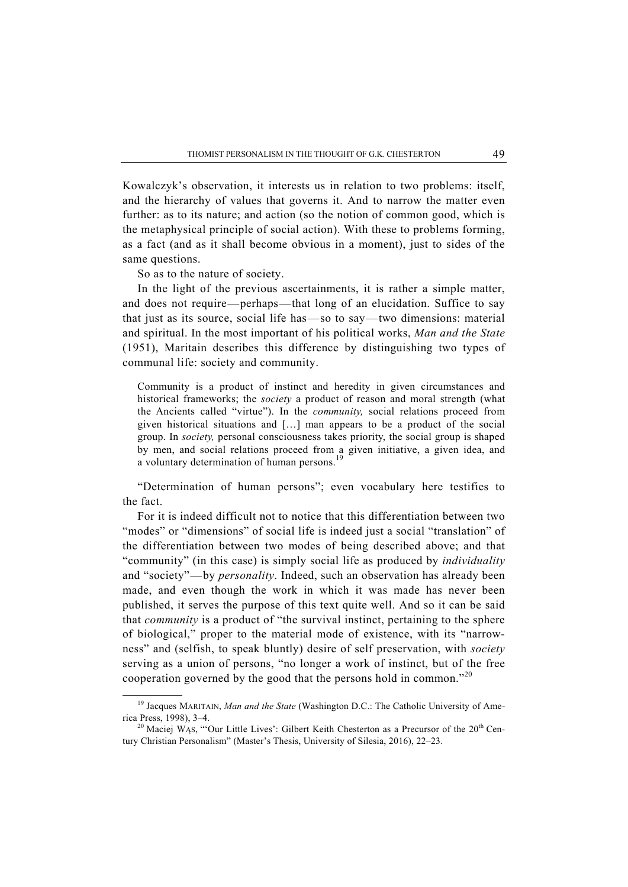Kowalczyk's observation, it interests us in relation to two problems: itself, and the hierarchy of values that governs it. And to narrow the matter even further: as to its nature; and action (so the notion of common good, which is the metaphysical principle of social action). With these to problems forming, as a fact (and as it shall become obvious in a moment), just to sides of the same questions.

So as to the nature of society.

In the light of the previous ascertainments, it is rather a simple matter, and does not require—perhaps—that long of an elucidation. Suffice to say that just as its source, social life has—so to say—two dimensions: material and spiritual. In the most important of his political works, *Man and the State* (1951), Maritain describes this difference by distinguishing two types of communal life: society and community.

> Community is a product of instinct and heredity in given circumstances and historical frameworks; the *society* a product of reason and moral strength (what the Ancients called "virtue"). In the *community,* social relations proceed from given historical situations and […] man appears to be a product of the social group. In *society,* personal consciousness takes priority, the social group is shaped by men, and social relations proceed from a given initiative, a given idea, and a voluntary determination of human persons.[19]

"Determination of human persons"; even vocabulary here testifies to the fact.

For it is indeed difficult not to notice that this differentiation between two "modes" or "dimensions" of social life is indeed just a social "translation" of the differentiation between two modes of being described above; and that "community" (in this case) is simply social life as produced by *individuality* and "society"—by *personality*. Indeed, such an observation has already been made, and even though the work in which it was made has never been published, it serves the purpose of this text quite well. And so it can be said that *community* is a product of "the survival instinct, pertaining to the sphere of biological," proper to the material mode of existence, with its "narrowness" and (selfish, to speak bluntly) desire of self preservation, with *society* serving as a union of persons, "no longer a work of instinct, but of the free cooperation governed by the good that the persons hold in common."[20]

---

[19] Jacques MARITAIN, *Man and the State* (Washington D.C.: The Catholic University of America Press, 1998), 3–4.

[20] Maciej WĄS, "'Our Little Lives': Gilbert Keith Chesterton as a Precursor of the 20th Century Christian Personalism" (Master's Thesis, University of Silesia, 2016), 22–23.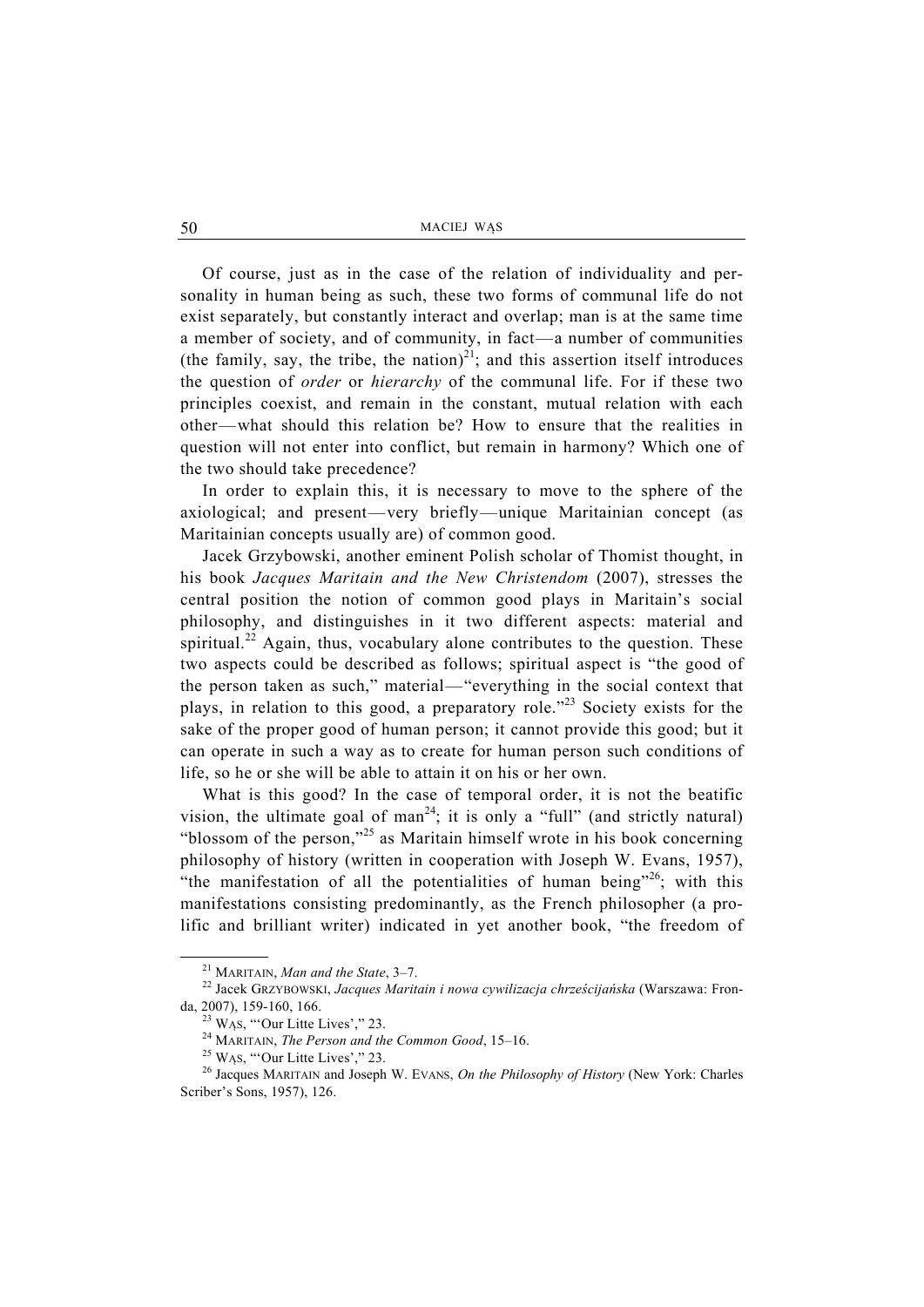Of course, just as in the case of the relation of individuality and personality in human being as such, these two forms of communal life do not exist separately, but constantly interact and overlap; man is at the same time a member of society, and of community, in fact—a number of communities (the family, say, the tribe, the nation)[21]; and this assertion itself introduces the question of *order* or *hierarchy* of the communal life. For if these two principles coexist, and remain in the constant, mutual relation with each other—what should this relation be? How to ensure that the realities in question will not enter into conflict, but remain in harmony? Which one of the two should take precedence?

In order to explain this, it is necessary to move to the sphere of the axiological; and present—very briefly—unique Maritainian concept (as Maritainian concepts usually are) of common good.

Jacek Grzybowski, another eminent Polish scholar of Thomist thought, in his book *Jacques Maritain and the New Christendom* (2007), stresses the central position the notion of common good plays in Maritain's social philosophy, and distinguishes in it two different aspects: material and spiritual.[22] Again, thus, vocabulary alone contributes to the question. These two aspects could be described as follows; spiritual aspect is "the good of the person taken as such," material—"everything in the social context that plays, in relation to this good, a preparatory role."[23] Society exists for the sake of the proper good of human person; it cannot provide this good; but it can operate in such a way as to create for human person such conditions of life, so he or she will be able to attain it on his or her own.

What is this good? In the case of temporal order, it is not the beatific vision, the ultimate goal of man[24]; it is only a "full" (and strictly natural) "blossom of the person,"[25] as Maritain himself wrote in his book concerning philosophy of history (written in cooperation with Joseph W. Evans, 1957), "the manifestation of all the potentialities of human being"[26]; with this manifestations consisting predominantly, as the French philosopher (a prolific and brilliant writer) indicated in yet another book, "the freedom of

---

[21] MARITAIN, *Man and the State*, 3–7.

[22] Jacek GRZYBOWSKI, *Jacques Maritain i nowa cywilizacja chrześcijańska* (Warszawa: Fronda, 2007), 159-160, 166.

[23] WĄS, "'Our Litte Lives'," 23.

[24] MARITAIN, *The Person and the Common Good*, 15–16.

[25] WĄS, "'Our Litte Lives'," 23.

[26] Jacques MARITAIN and Joseph W. EVANS, *On the Philosophy of History* (New York: Charles Scriber's Sons, 1957), 126.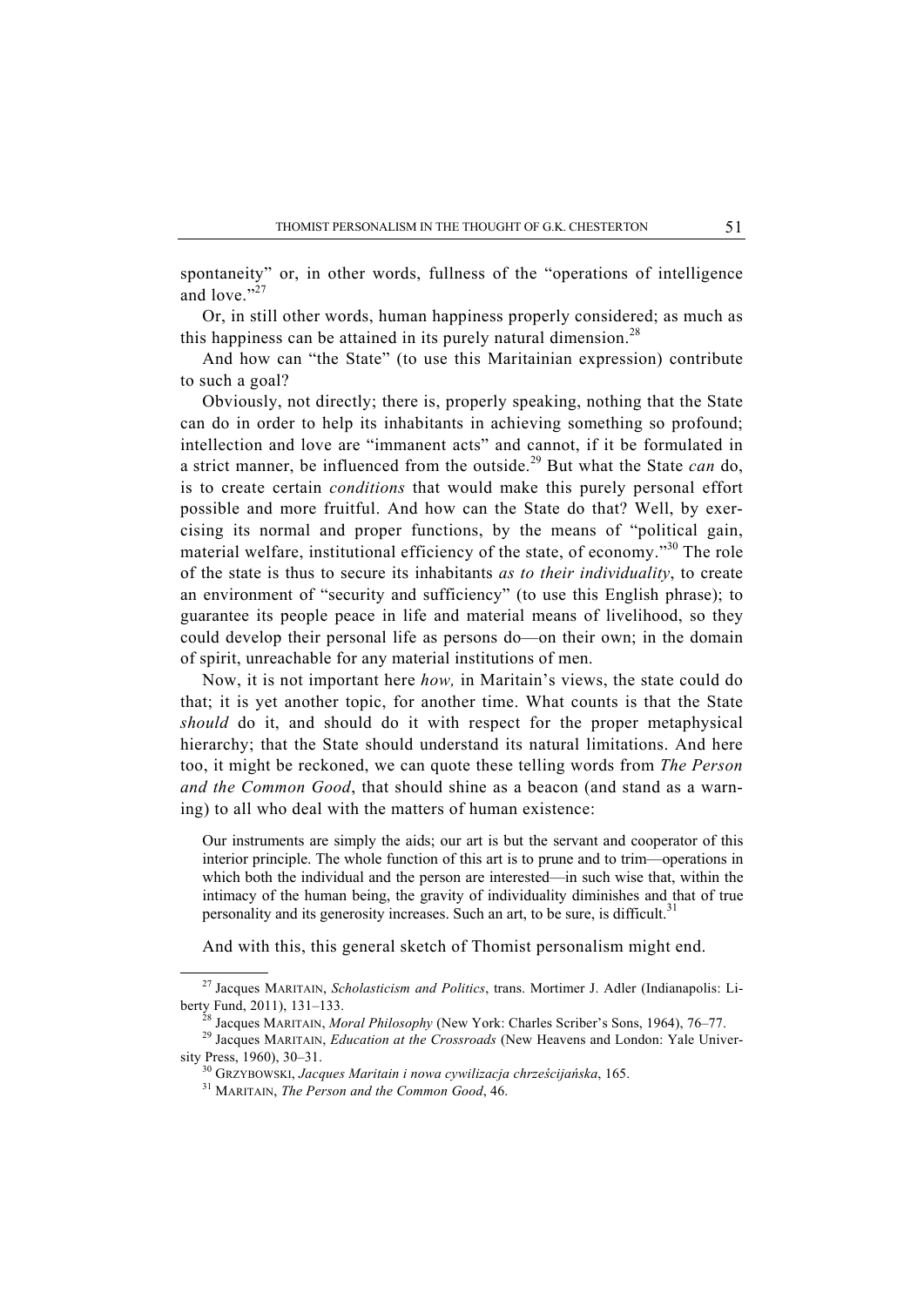spontaneity" or, in other words, fullness of the "operations of intelligence and love."[27]

Or, in still other words, human happiness properly considered; as much as this happiness can be attained in its purely natural dimension.[28]

And how can "the State" (to use this Maritainian expression) contribute to such a goal?

Obviously, not directly; there is, properly speaking, nothing that the State can do in order to help its inhabitants in achieving something so profound; intellection and love are "immanent acts" and cannot, if it be formulated in a strict manner, be influenced from the outside.[29] But what the State *can* do, is to create certain *conditions* that would make this purely personal effort possible and more fruitful. And how can the State do that? Well, by exercising its normal and proper functions, by the means of "political gain, material welfare, institutional efficiency of the state, of economy."[30] The role of the state is thus to secure its inhabitants *as to their individuality*, to create an environment of "security and sufficiency" (to use this English phrase); to guarantee its people peace in life and material means of livelihood, so they could develop their personal life as persons do—on their own; in the domain of spirit, unreachable for any material institutions of men.

Now, it is not important here *how,* in Maritain's views, the state could do that; it is yet another topic, for another time. What counts is that the State *should* do it, and should do it with respect for the proper metaphysical hierarchy; that the State should understand its natural limitations. And here too, it might be reckoned, we can quote these telling words from *The Person and the Common Good*, that should shine as a beacon (and stand as a warning) to all who deal with the matters of human existence:

> Our instruments are simply the aids; our art is but the servant and cooperator of this interior principle. The whole function of this art is to prune and to trim—operations in which both the individual and the person are interested—in such wise that, within the intimacy of the human being, the gravity of individuality diminishes and that of true personality and its generosity increases. Such an art, to be sure, is difficult.[31]

And with this, this general sketch of Thomist personalism might end.

---

[27] Jacques MARITAIN, *Scholasticism and Politics*, trans. Mortimer J. Adler (Indianapolis: Liberty Fund, 2011), 131–133.

[28] Jacques MARITAIN, *Moral Philosophy* (New York: Charles Scriber's Sons, 1964), 76–77.

[29] Jacques MARITAIN, *Education at the Crossroads* (New Heavens and London: Yale University Press, 1960), 30–31.

[30] GRZYBOWSKI, *Jacques Maritain i nowa cywilizacja chrześcijańska*, 165.

[31] MARITAIN, *The Person and the Common Good*, 46.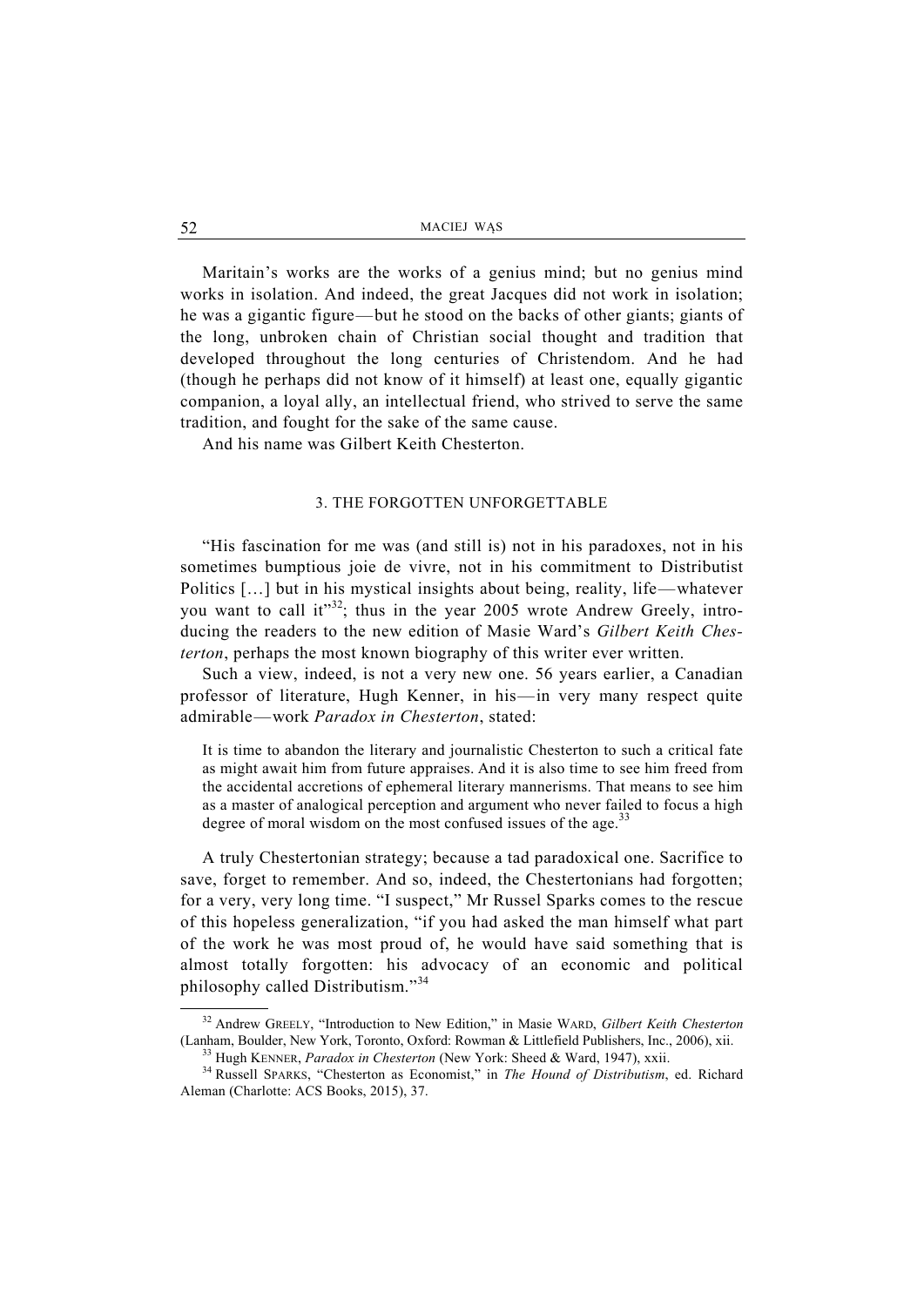Maritain's works are the works of a genius mind; but no genius mind works in isolation. And indeed, the great Jacques did not work in isolation; he was a gigantic figure—but he stood on the backs of other giants; giants of the long, unbroken chain of Christian social thought and tradition that developed throughout the long centuries of Christendom. And he had (though he perhaps did not know of it himself) at least one, equally gigantic companion, a loyal ally, an intellectual friend, who strived to serve the same tradition, and fought for the sake of the same cause.

And his name was Gilbert Keith Chesterton.

## 3. THE FORGOTTEN UNFORGETTABLE

"His fascination for me was (and still is) not in his paradoxes, not in his sometimes bumptious joie de vivre, not in his commitment to Distributist Politics […] but in his mystical insights about being, reality, life—whatever you want to call it"[32]; thus in the year 2005 wrote Andrew Greely, introducing the readers to the new edition of Masie Ward's *Gilbert Keith Chesterton*, perhaps the most known biography of this writer ever written.

Such a view, indeed, is not a very new one. 56 years earlier, a Canadian professor of literature, Hugh Kenner, in his—in very many respect quite admirable—work *Paradox in Chesterton*, stated:

> It is time to abandon the literary and journalistic Chesterton to such a critical fate as might await him from future appraises. And it is also time to see him freed from the accidental accretions of ephemeral literary mannerisms. That means to see him as a master of analogical perception and argument who never failed to focus a high degree of moral wisdom on the most confused issues of the age.[33]

A truly Chestertonian strategy; because a tad paradoxical one. Sacrifice to save, forget to remember. And so, indeed, the Chestertonians had forgotten; for a very, very long time. "I suspect," Mr Russel Sparks comes to the rescue of this hopeless generalization, "if you had asked the man himself what part of the work he was most proud of, he would have said something that is almost totally forgotten: his advocacy of an economic and political philosophy called Distributism."[34]

---

[32] Andrew GREELY, "Introduction to New Edition," in Masie WARD, *Gilbert Keith Chesterton* (Lanham, Boulder, New York, Toronto, Oxford: Rowman & Littlefield Publishers, Inc., 2006), xii.

[33] Hugh KENNER, *Paradox in Chesterton* (New York: Sheed & Ward, 1947), xxii.

[34] Russell SPARKS, "Chesterton as Economist," in *The Hound of Distributism*, ed. Richard Aleman (Charlotte: ACS Books, 2015), 37.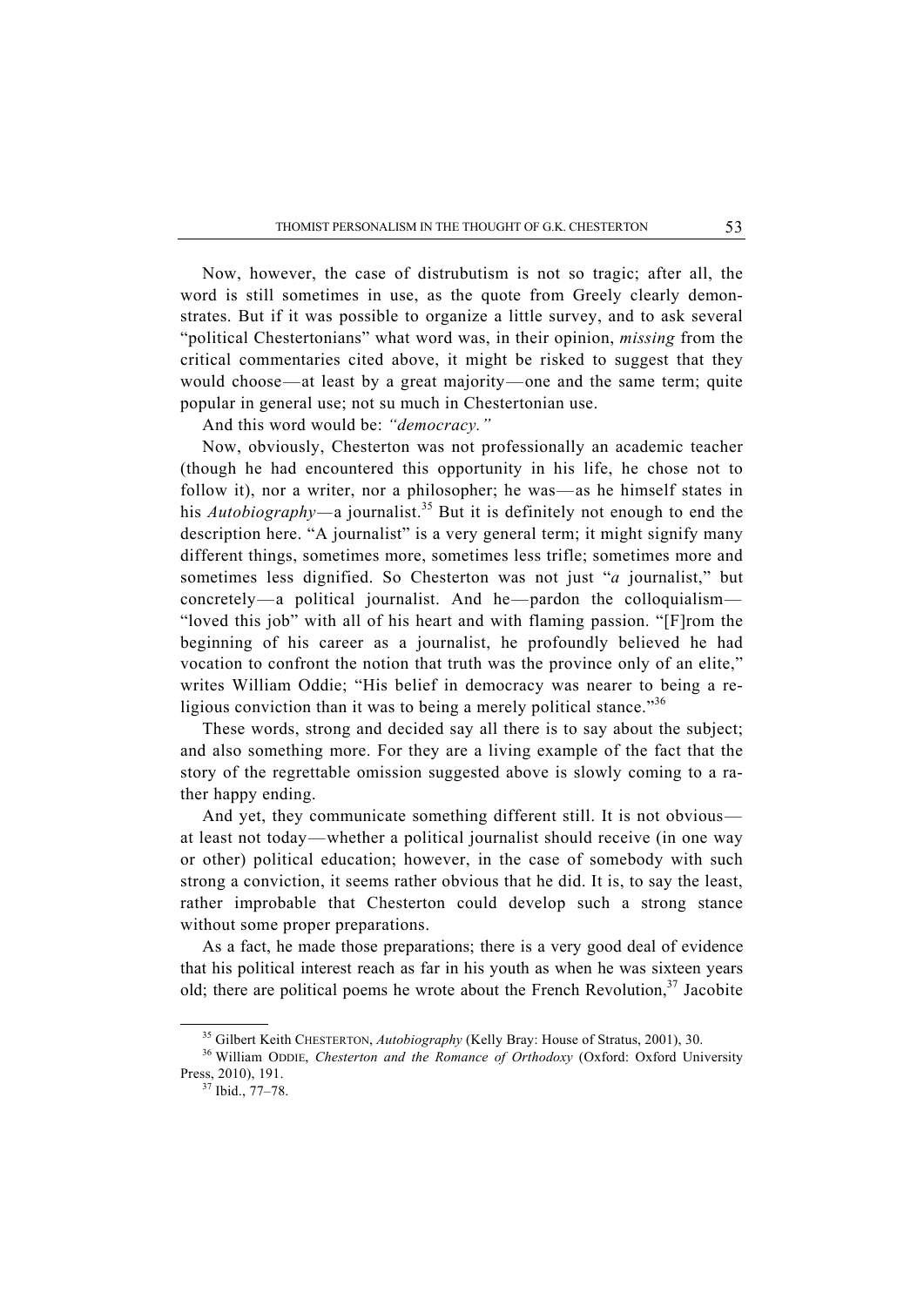Now, however, the case of distrubutism is not so tragic; after all, the word is still sometimes in use, as the quote from Greely clearly demonstrates. But if it was possible to organize a little survey, and to ask several "political Chestertonians" what word was, in their opinion, *missing* from the critical commentaries cited above, it might be risked to suggest that they would choose—at least by a great majority—one and the same term; quite popular in general use; not su much in Chestertonian use.

And this word would be: *"democracy."*

Now, obviously, Chesterton was not professionally an academic teacher (though he had encountered this opportunity in his life, he chose not to follow it), nor a writer, nor a philosopher; he was—as he himself states in his *Autobiography*—a journalist.[35] But it is definitely not enough to end the description here. "A journalist" is a very general term; it might signify many different things, sometimes more, sometimes less trifle; sometimes more and sometimes less dignified. So Chesterton was not just "*a* journalist," but concretely—a political journalist. And he—pardon the colloquialism—"loved this job" with all of his heart and with flaming passion. "[F]rom the beginning of his career as a journalist, he profoundly believed he had vocation to confront the notion that truth was the province only of an elite," writes William Oddie; "His belief in democracy was nearer to being a religious conviction than it was to being a merely political stance."[36]

These words, strong and decided say all there is to say about the subject; and also something more. For they are a living example of the fact that the story of the regrettable omission suggested above is slowly coming to a rather happy ending.

And yet, they communicate something different still. It is not obvious—at least not today—whether a political journalist should receive (in one way or other) political education; however, in the case of somebody with such strong a conviction, it seems rather obvious that he did. It is, to say the least, rather improbable that Chesterton could develop such a strong stance without some proper preparations.

As a fact, he made those preparations; there is a very good deal of evidence that his political interest reach as far in his youth as when he was sixteen years old; there are political poems he wrote about the French Revolution,[37] Jacobite

---

[35] Gilbert Keith CHESTERTON, *Autobiography* (Kelly Bray: House of Stratus, 2001), 30.

[36] William ODDIE, *Chesterton and the Romance of Orthodoxy* (Oxford: Oxford University Press, 2010), 191.

[37] Ibid., 77–78.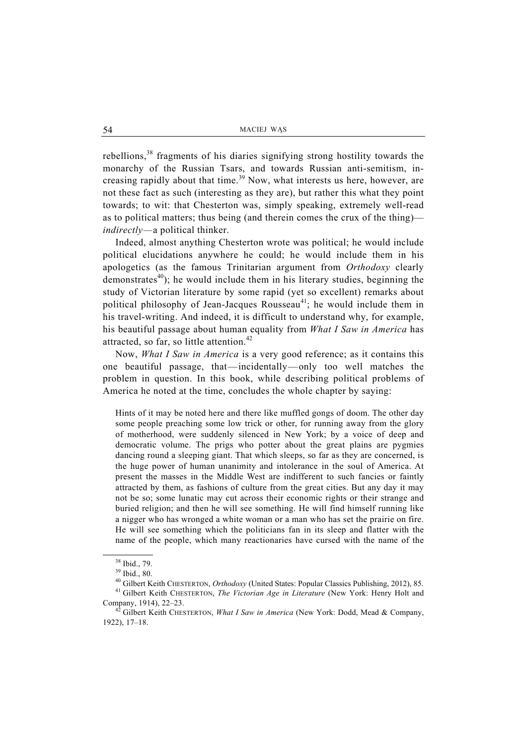rebellions,[38] fragments of his diaries signifying strong hostility towards the monarchy of the Russian Tsars, and towards Russian anti-semitism, increasing rapidly about that time.[39] Now, what interests us here, however, are not these fact as such (interesting as they are), but rather this what they point towards; to wit: that Chesterton was, simply speaking, extremely well-read as to political matters; thus being (and therein comes the crux of the thing)—*indirectly*—a political thinker.

Indeed, almost anything Chesterton wrote was political; he would include political elucidations anywhere he could; he would include them in his apologetics (as the famous Trinitarian argument from *Orthodoxy* clearly demonstrates[40]); he would include them in his literary studies, beginning the study of Victorian literature by some rapid (yet so excellent) remarks about political philosophy of Jean-Jacques Rousseau[41]; he would include them in his travel-writing. And indeed, it is difficult to understand why, for example, his beautiful passage about human equality from *What I Saw in America* has attracted, so far, so little attention.[42]

Now, *What I Saw in America* is a very good reference; as it contains this one beautiful passage, that—incidentally—only too well matches the problem in question. In this book, while describing political problems of America he noted at the time, concludes the whole chapter by saying:

> Hints of it may be noted here and there like muffled gongs of doom. The other day some people preaching some low trick or other, for running away from the glory of motherhood, were suddenly silenced in New York; by a voice of deep and democratic volume. The prigs who potter about the great plains are pygmies dancing round a sleeping giant. That which sleeps, so far as they are concerned, is the huge power of human unanimity and intolerance in the soul of America. At present the masses in the Middle West are indifferent to such fancies or faintly attracted by them, as fashions of culture from the great cities. But any day it may not be so; some lunatic may cut across their economic rights or their strange and buried religion; and then he will see something. He will find himself running like a nigger who has wronged a white woman or a man who has set the prairie on fire. He will see something which the politicians fan in its sleep and flatter with the name of the people, which many reactionaries have cursed with the name of the

---

[38] Ibid., 79.

[39] Ibid., 80.

[40] Gilbert Keith Chesterton, *Orthodoxy* (United States: Popular Classics Publishing, 2012), 85.

[41] Gilbert Keith Chesterton, *The Victorian Age in Literature* (New York: Henry Holt and Company, 1914), 22–23.

[42] Gilbert Keith Chesterton, *What I Saw in America* (New York: Dodd, Mead & Company, 1922), 17–18.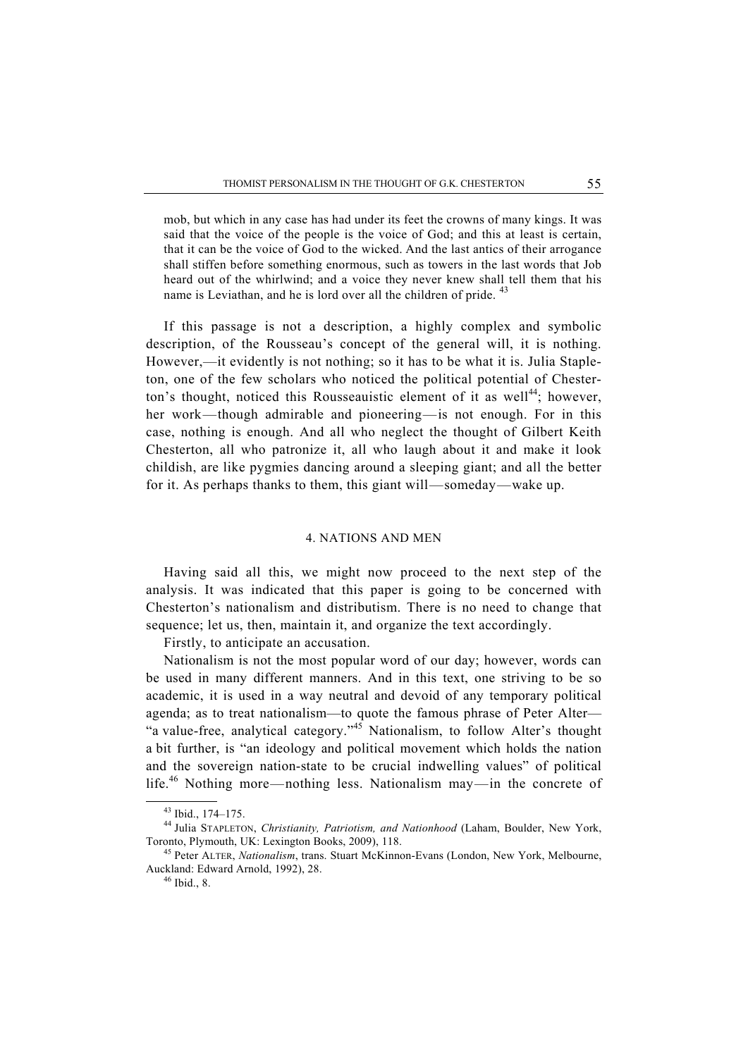> mob, but which in any case has had under its feet the crowns of many kings. It was said that the voice of the people is the voice of God; and this at least is certain, that it can be the voice of God to the wicked. And the last antics of their arrogance shall stiffen before something enormous, such as towers in the last words that Job heard out of the whirlwind; and a voice they never knew shall tell them that his name is Leviathan, and he is lord over all the children of pride. [43]

If this passage is not a description, a highly complex and symbolic description, of the Rousseau's concept of the general will, it is nothing. However,—it evidently is not nothing; so it has to be what it is. Julia Stapleton, one of the few scholars who noticed the political potential of Chesterton's thought, noticed this Rousseauistic element of it as well[44]; however, her work—though admirable and pioneering—is not enough. For in this case, nothing is enough. And all who neglect the thought of Gilbert Keith Chesterton, all who patronize it, all who laugh about it and make it look childish, are like pygmies dancing around a sleeping giant; and all the better for it. As perhaps thanks to them, this giant will—someday—wake up.

## 4. NATIONS AND MEN

Having said all this, we might now proceed to the next step of the analysis. It was indicated that this paper is going to be concerned with Chesterton's nationalism and distributism. There is no need to change that sequence; let us, then, maintain it, and organize the text accordingly.

Firstly, to anticipate an accusation.

Nationalism is not the most popular word of our day; however, words can be used in many different manners. And in this text, one striving to be so academic, it is used in a way neutral and devoid of any temporary political agenda; as to treat nationalism—to quote the famous phrase of Peter Alter—"a value-free, analytical category."[45] Nationalism, to follow Alter's thought a bit further, is "an ideology and political movement which holds the nation and the sovereign nation-state to be crucial indwelling values" of political life.[46] Nothing more—nothing less. Nationalism may—in the concrete of

---

[43] Ibid., 174–175.

[44] Julia STAPLETON, *Christianity, Patriotism, and Nationhood* (Laham, Boulder, New York, Toronto, Plymouth, UK: Lexington Books, 2009), 118.

[45] Peter ALTER, *Nationalism*, trans. Stuart McKinnon-Evans (London, New York, Melbourne, Auckland: Edward Arnold, 1992), 28.

[46] Ibid., 8.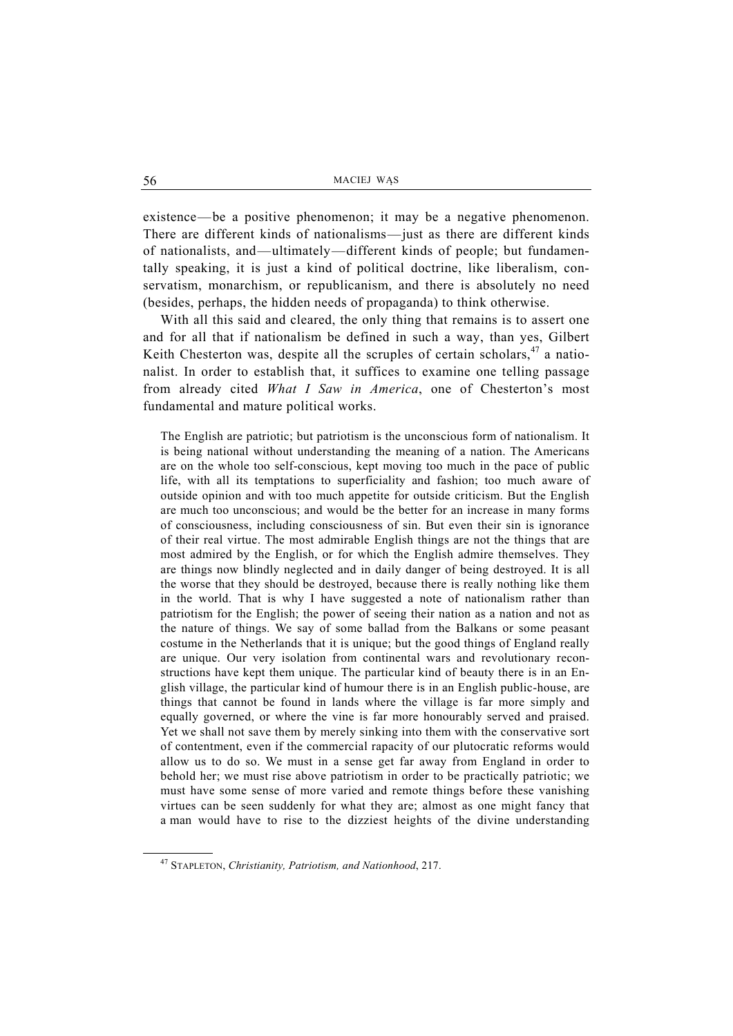existence — be a positive phenomenon; it may be a negative phenomenon. There are different kinds of nationalisms — just as there are different kinds of nationalists, and — ultimately — different kinds of people; but fundamentally speaking, it is just a kind of political doctrine, like liberalism, conservatism, monarchism, or republicanism, and there is absolutely no need (besides, perhaps, the hidden needs of propaganda) to think otherwise.

With all this said and cleared, the only thing that remains is to assert one and for all that if nationalism be defined in such a way, than yes, Gilbert Keith Chesterton was, despite all the scruples of certain scholars,[47] a nationalist. In order to establish that, it suffices to examine one telling passage from already cited *What I Saw in America*, one of Chesterton's most fundamental and mature political works.

> The English are patriotic; but patriotism is the unconscious form of nationalism. It is being national without understanding the meaning of a nation. The Americans are on the whole too self-conscious, kept moving too much in the pace of public life, with all its temptations to superficiality and fashion; too much aware of outside opinion and with too much appetite for outside criticism. But the English are much too unconscious; and would be the better for an increase in many forms of consciousness, including consciousness of sin. But even their sin is ignorance of their real virtue. The most admirable English things are not the things that are most admired by the English, or for which the English admire themselves. They are things now blindly neglected and in daily danger of being destroyed. It is all the worse that they should be destroyed, because there is really nothing like them in the world. That is why I have suggested a note of nationalism rather than patriotism for the English; the power of seeing their nation as a nation and not as the nature of things. We say of some ballad from the Balkans or some peasant costume in the Netherlands that it is unique; but the good things of England really are unique. Our very isolation from continental wars and revolutionary reconstructions have kept them unique. The particular kind of beauty there is in an English village, the particular kind of humour there is in an English public-house, are things that cannot be found in lands where the village is far more simply and equally governed, or where the vine is far more honourably served and praised. Yet we shall not save them by merely sinking into them with the conservative sort of contentment, even if the commercial rapacity of our plutocratic reforms would allow us to do so. We must in a sense get far away from England in order to behold her; we must rise above patriotism in order to be practically patriotic; we must have some sense of more varied and remote things before these vanishing virtues can be seen suddenly for what they are; almost as one might fancy that a man would have to rise to the dizziest heights of the divine understanding

---

[47] STAPLETON, *Christianity, Patriotism, and Nationhood*, 217.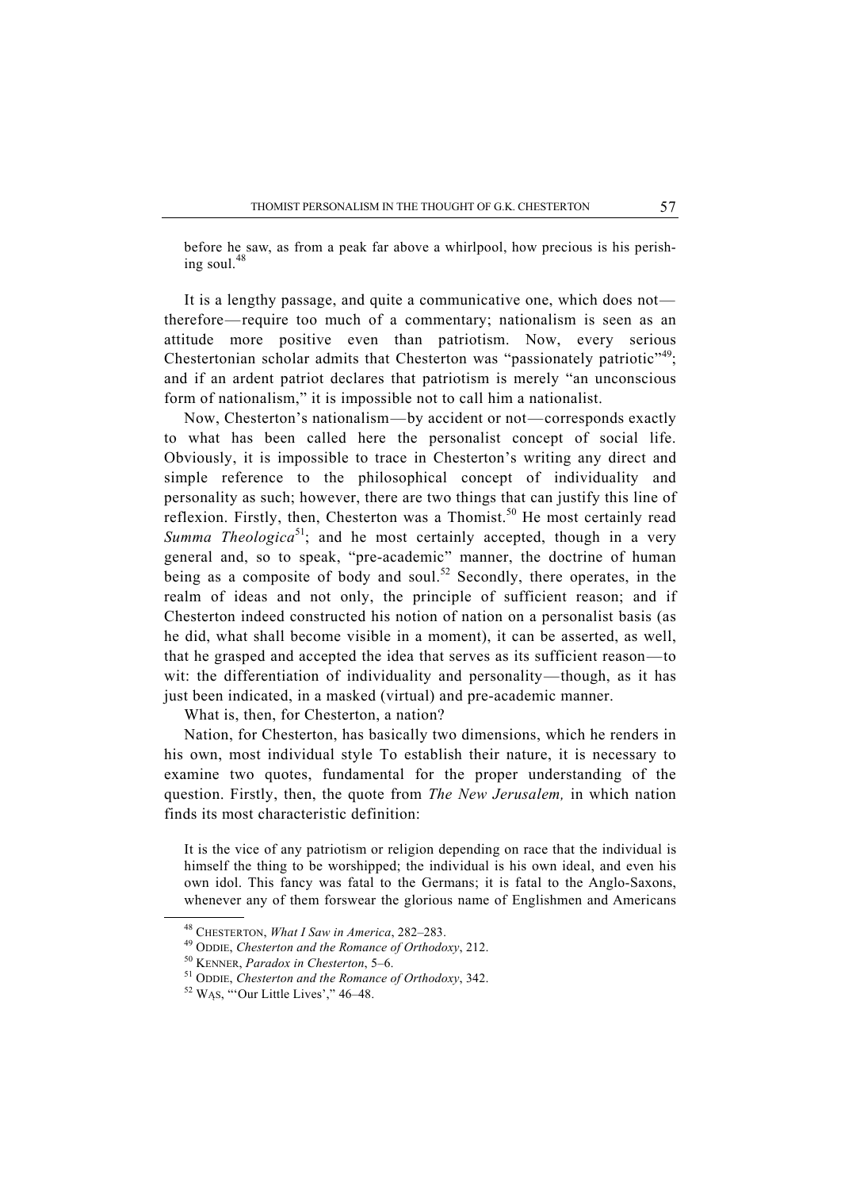before he saw, as from a peak far above a whirlpool, how precious is his perishing soul.[48]

It is a lengthy passage, and quite a communicative one, which does not—therefore—require too much of a commentary; nationalism is seen as an attitude more positive even than patriotism. Now, every serious Chestertonian scholar admits that Chesterton was "passionately patriotic"[49]; and if an ardent patriot declares that patriotism is merely "an unconscious form of nationalism," it is impossible not to call him a nationalist.

Now, Chesterton's nationalism—by accident or not—corresponds exactly to what has been called here the personalist concept of social life. Obviously, it is impossible to trace in Chesterton's writing any direct and simple reference to the philosophical concept of individuality and personality as such; however, there are two things that can justify this line of reflexion. Firstly, then, Chesterton was a Thomist.[50] He most certainly read *Summa Theologica*[51]; and he most certainly accepted, though in a very general and, so to speak, "pre-academic" manner, the doctrine of human being as a composite of body and soul.[52] Secondly, there operates, in the realm of ideas and not only, the principle of sufficient reason; and if Chesterton indeed constructed his notion of nation on a personalist basis (as he did, what shall become visible in a moment), it can be asserted, as well, that he grasped and accepted the idea that serves as its sufficient reason—to wit: the differentiation of individuality and personality—though, as it has just been indicated, in a masked (virtual) and pre-academic manner.

What is, then, for Chesterton, a nation?

Nation, for Chesterton, has basically two dimensions, which he renders in his own, most individual style To establish their nature, it is necessary to examine two quotes, fundamental for the proper understanding of the question. Firstly, then, the quote from *The New Jerusalem,* in which nation finds its most characteristic definition:

It is the vice of any patriotism or religion depending on race that the individual is himself the thing to be worshipped; the individual is his own ideal, and even his own idol. This fancy was fatal to the Germans; it is fatal to the Anglo-Saxons, whenever any of them forswear the glorious name of Englishmen and Americans

---

[48] CHESTERTON, *What I Saw in America*, 282–283.

[49] ODDIE, *Chesterton and the Romance of Orthodoxy*, 212.

[50] KENNER, *Paradox in Chesterton*, 5–6.

[51] ODDIE, *Chesterton and the Romance of Orthodoxy*, 342.

[52] WĄS, "'Our Little Lives'," 46–48.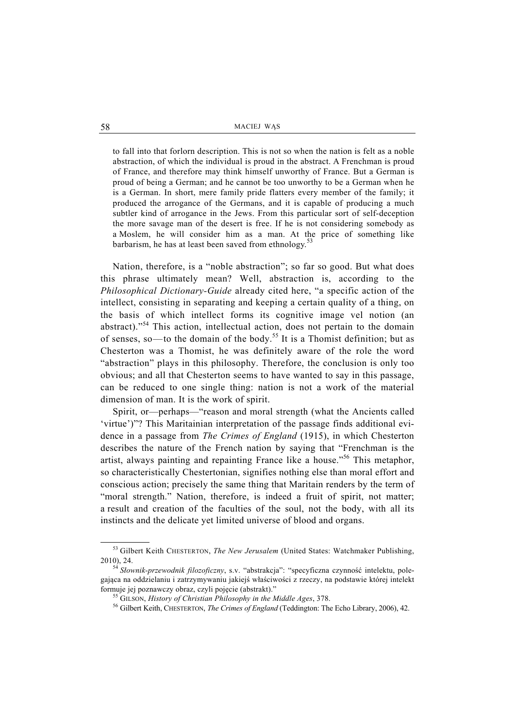> to fall into that forlorn description. This is not so when the nation is felt as a noble abstraction, of which the individual is proud in the abstract. A Frenchman is proud of France, and therefore may think himself unworthy of France. But a German is proud of being a German; and he cannot be too unworthy to be a German when he is a German. In short, mere family pride flatters every member of the family; it produced the arrogance of the Germans, and it is capable of producing a much subtler kind of arrogance in the Jews. From this particular sort of self-deception the more savage man of the desert is free. If he is not considering somebody as a Moslem, he will consider him as a man. At the price of something like barbarism, he has at least been saved from ethnology.[53]

Nation, therefore, is a "noble abstraction"; so far so good. But what does this phrase ultimately mean? Well, abstraction is, according to the *Philosophical Dictionary-Guide* already cited here, "a specific action of the intellect, consisting in separating and keeping a certain quality of a thing, on the basis of which intellect forms its cognitive image vel notion (an abstract)."[54] This action, intellectual action, does not pertain to the domain of senses, so—to the domain of the body.[55] It is a Thomist definition; but as Chesterton was a Thomist, he was definitely aware of the role the word "abstraction" plays in this philosophy. Therefore, the conclusion is only too obvious; and all that Chesterton seems to have wanted to say in this passage, can be reduced to one single thing: nation is not a work of the material dimension of man. It is the work of spirit.

Spirit, or—perhaps—"reason and moral strength (what the Ancients called 'virtue')"? This Maritainian interpretation of the passage finds additional evidence in a passage from *The Crimes of England* (1915), in which Chesterton describes the nature of the French nation by saying that "Frenchman is the artist, always painting and repainting France like a house."[56] This metaphor, so characteristically Chestertonian, signifies nothing else than moral effort and conscious action; precisely the same thing that Maritain renders by the term of "moral strength." Nation, therefore, is indeed a fruit of spirit, not matter; a result and creation of the faculties of the soul, not the body, with all its instincts and the delicate yet limited universe of blood and organs.

---

[53] Gilbert Keith CHESTERTON, *The New Jerusalem* (United States: Watchmaker Publishing, 2010), 24.

[54] *Słownik-przewodnik filozoficzny*, s.v. "abstrakcja": "specyficzna czynność intelektu, polegająca na oddzielaniu i zatrzymywaniu jakiejś właściwości z rzeczy, na podstawie której intelekt formuje jej poznawczy obraz, czyli pojęcie (abstrakt)."

[55] GILSON, *History of Christian Philosophy in the Middle Ages*, 378.

[56] Gilbert Keith, CHESTERTON, *The Crimes of England* (Teddington: The Echo Library, 2006), 42.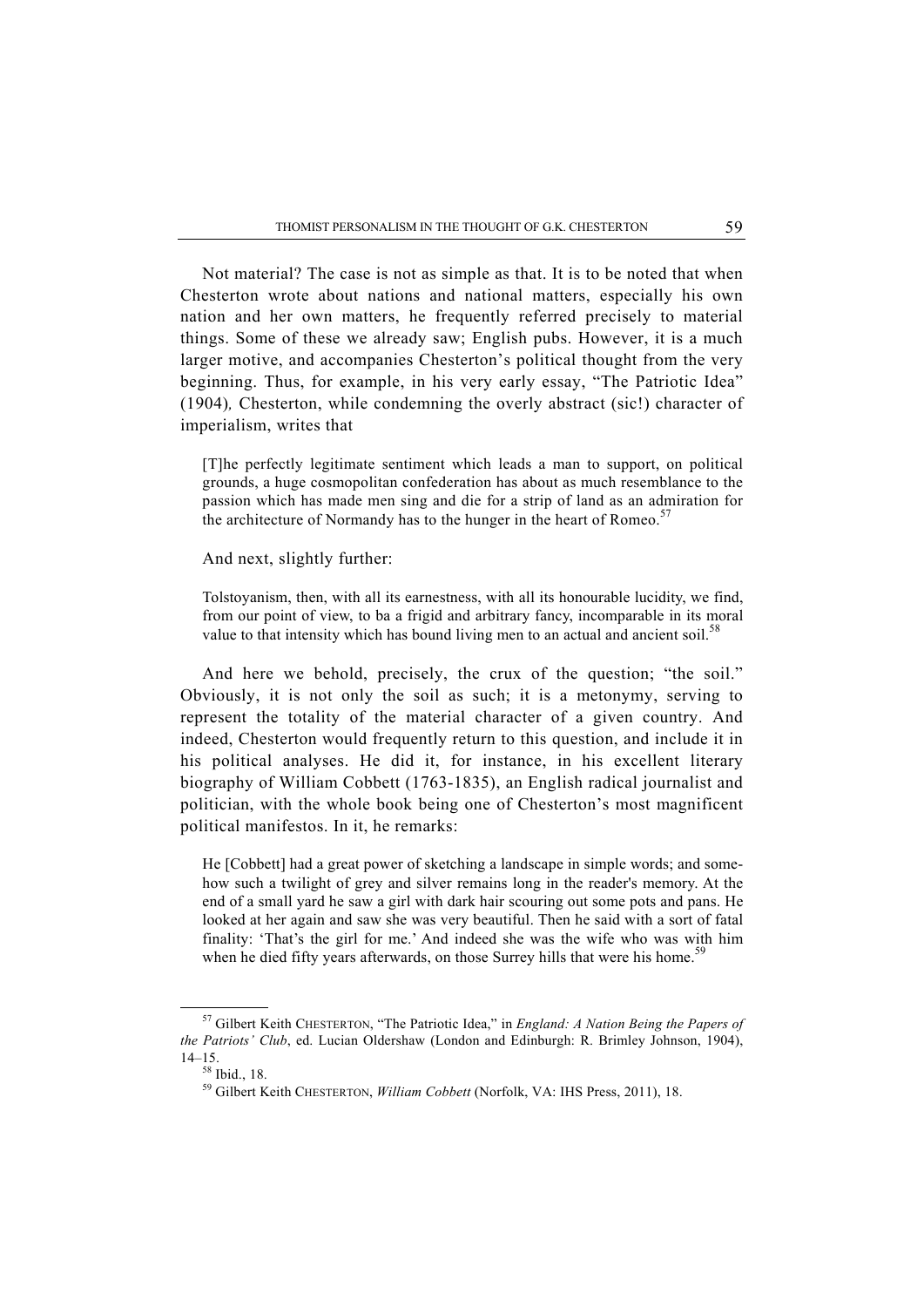Not material? The case is not as simple as that. It is to be noted that when Chesterton wrote about nations and national matters, especially his own nation and her own matters, he frequently referred precisely to material things. Some of these we already saw; English pubs. However, it is a much larger motive, and accompanies Chesterton's political thought from the very beginning. Thus, for example, in his very early essay, "The Patriotic Idea" (1904)*,* Chesterton, while condemning the overly abstract (sic!) character of imperialism, writes that

> [T]he perfectly legitimate sentiment which leads a man to support, on political grounds, a huge cosmopolitan confederation has about as much resemblance to the passion which has made men sing and die for a strip of land as an admiration for the architecture of Normandy has to the hunger in the heart of Romeo.[57]

And next, slightly further:

> Tolstoyanism, then, with all its earnestness, with all its honourable lucidity, we find, from our point of view, to ba a frigid and arbitrary fancy, incomparable in its moral value to that intensity which has bound living men to an actual and ancient soil.[58]

And here we behold, precisely, the crux of the question; "the soil." Obviously, it is not only the soil as such; it is a metonymy, serving to represent the totality of the material character of a given country. And indeed, Chesterton would frequently return to this question, and include it in his political analyses. He did it, for instance, in his excellent literary biography of William Cobbett (1763-1835), an English radical journalist and politician, with the whole book being one of Chesterton's most magnificent political manifestos. In it, he remarks:

> He [Cobbett] had a great power of sketching a landscape in simple words; and somehow such a twilight of grey and silver remains long in the reader's memory. At the end of a small yard he saw a girl with dark hair scouring out some pots and pans. He looked at her again and saw she was very beautiful. Then he said with a sort of fatal finality: 'That's the girl for me.' And indeed she was the wife who was with him when he died fifty years afterwards, on those Surrey hills that were his home.[59]

---

[57] Gilbert Keith CHESTERTON, "The Patriotic Idea," in *England: A Nation Being the Papers of the Patriots' Club*, ed. Lucian Oldershaw (London and Edinburgh: R. Brimley Johnson, 1904), 14–15.

[58] Ibid., 18.

[59] Gilbert Keith CHESTERTON, *William Cobbett* (Norfolk, VA: IHS Press, 2011), 18.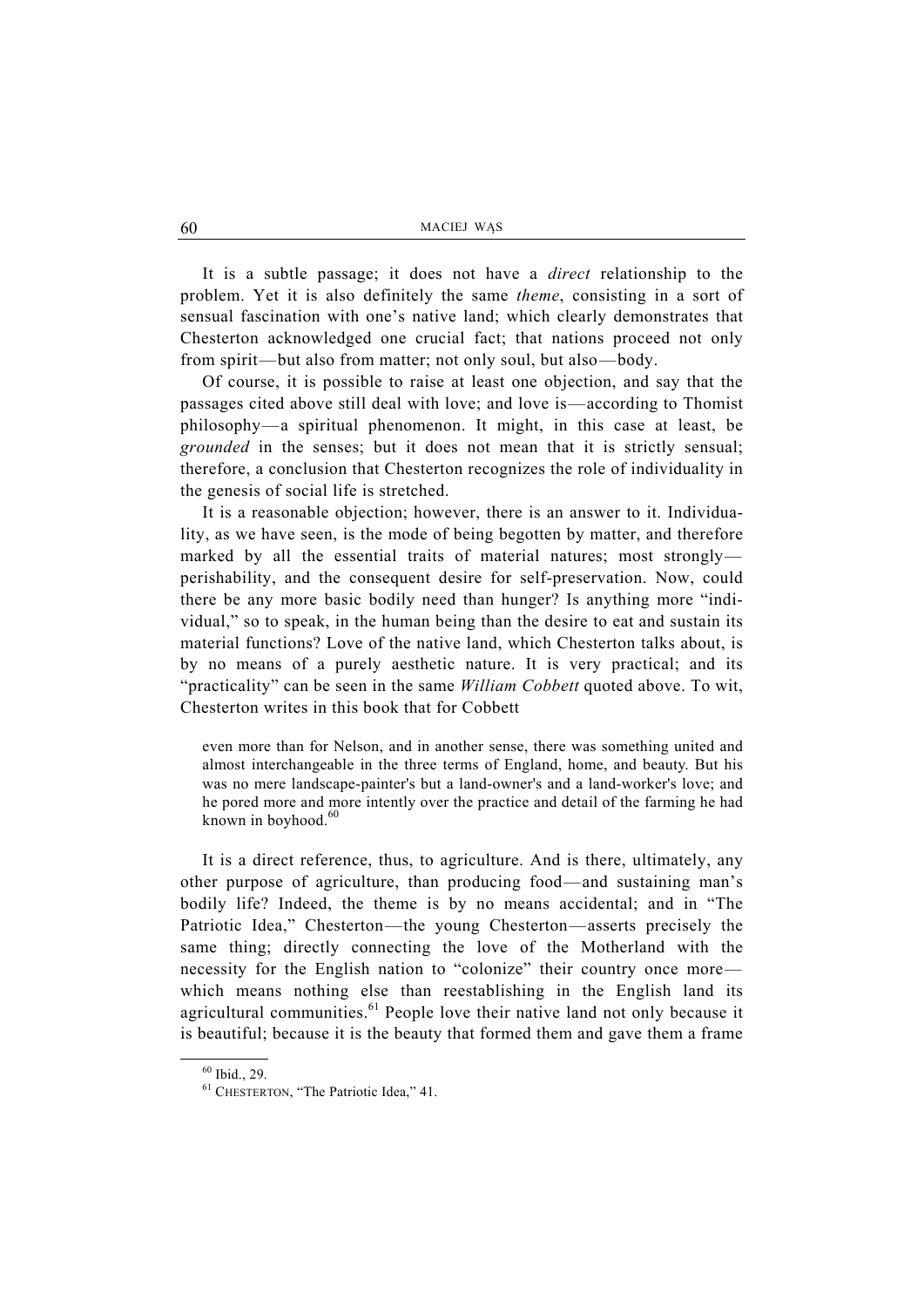It is a subtle passage; it does not have a *direct* relationship to the problem. Yet it is also definitely the same *theme*, consisting in a sort of sensual fascination with one's native land; which clearly demonstrates that Chesterton acknowledged one crucial fact; that nations proceed not only from spirit—but also from matter; not only soul, but also—body.

Of course, it is possible to raise at least one objection, and say that the passages cited above still deal with love; and love is—according to Thomist philosophy—a spiritual phenomenon. It might, in this case at least, be *grounded* in the senses; but it does not mean that it is strictly sensual; therefore, a conclusion that Chesterton recognizes the role of individuality in the genesis of social life is stretched.

It is a reasonable objection; however, there is an answer to it. Individuality, as we have seen, is the mode of being begotten by matter, and therefore marked by all the essential traits of material natures; most strongly—perishability, and the consequent desire for self-preservation. Now, could there be any more basic bodily need than hunger? Is anything more "individual," so to speak, in the human being than the desire to eat and sustain its material functions? Love of the native land, which Chesterton talks about, is by no means of a purely aesthetic nature. It is very practical; and its "practicality" can be seen in the same *William Cobbett* quoted above. To wit, Chesterton writes in this book that for Cobbett

> even more than for Nelson, and in another sense, there was something united and almost interchangeable in the three terms of England, home, and beauty. But his was no mere landscape-painter's but a land-owner's and a land-worker's love; and he pored more and more intently over the practice and detail of the farming he had known in boyhood.[60]

It is a direct reference, thus, to agriculture. And is there, ultimately, any other purpose of agriculture, than producing food—and sustaining man's bodily life? Indeed, the theme is by no means accidental; and in "The Patriotic Idea," Chesterton—the young Chesterton—asserts precisely the same thing; directly connecting the love of the Motherland with the necessity for the English nation to "colonize" their country once more—which means nothing else than reestablishing in the English land its agricultural communities.[61] People love their native land not only because it is beautiful; because it is the beauty that formed them and gave them a frame

---

[60] Ibid., 29.

[61] CHESTERTON, "The Patriotic Idea," 41.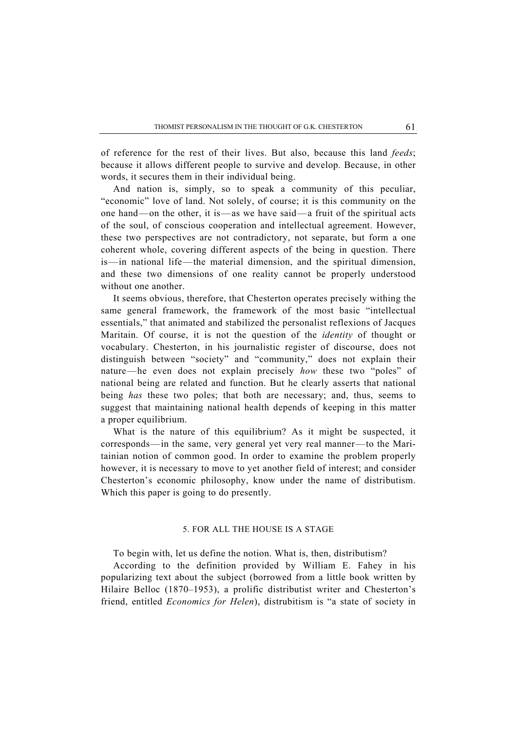of reference for the rest of their lives. But also, because this land *feeds*; because it allows different people to survive and develop. Because, in other words, it secures them in their individual being.

And nation is, simply, so to speak a community of this peculiar, "economic" love of land. Not solely, of course; it is this community on the one hand—on the other, it is—as we have said—a fruit of the spiritual acts of the soul, of conscious cooperation and intellectual agreement. However, these two perspectives are not contradictory, not separate, but form a one coherent whole, covering different aspects of the being in question. There is—in national life—the material dimension, and the spiritual dimension, and these two dimensions of one reality cannot be properly understood without one another.

It seems obvious, therefore, that Chesterton operates precisely withing the same general framework, the framework of the most basic "intellectual essentials," that animated and stabilized the personalist reflexions of Jacques Maritain. Of course, it is not the question of the *identity* of thought or vocabulary. Chesterton, in his journalistic register of discourse, does not distinguish between "society" and "community," does not explain their nature—he even does not explain precisely *how* these two "poles" of national being are related and function. But he clearly asserts that national being *has* these two poles; that both are necessary; and, thus, seems to suggest that maintaining national health depends of keeping in this matter a proper equilibrium.

What is the nature of this equilibrium? As it might be suspected, it corresponds—in the same, very general yet very real manner—to the Maritainian notion of common good. In order to examine the problem properly however, it is necessary to move to yet another field of interest; and consider Chesterton's economic philosophy, know under the name of distributism. Which this paper is going to do presently.

## 5. FOR ALL THE HOUSE IS A STAGE

To begin with, let us define the notion. What is, then, distributism?

According to the definition provided by William E. Fahey in his popularizing text about the subject (borrowed from a little book written by Hilaire Belloc (1870–1953), a prolific distributist writer and Chesterton's friend, entitled *Economics for Helen*), distrubitism is "a state of society in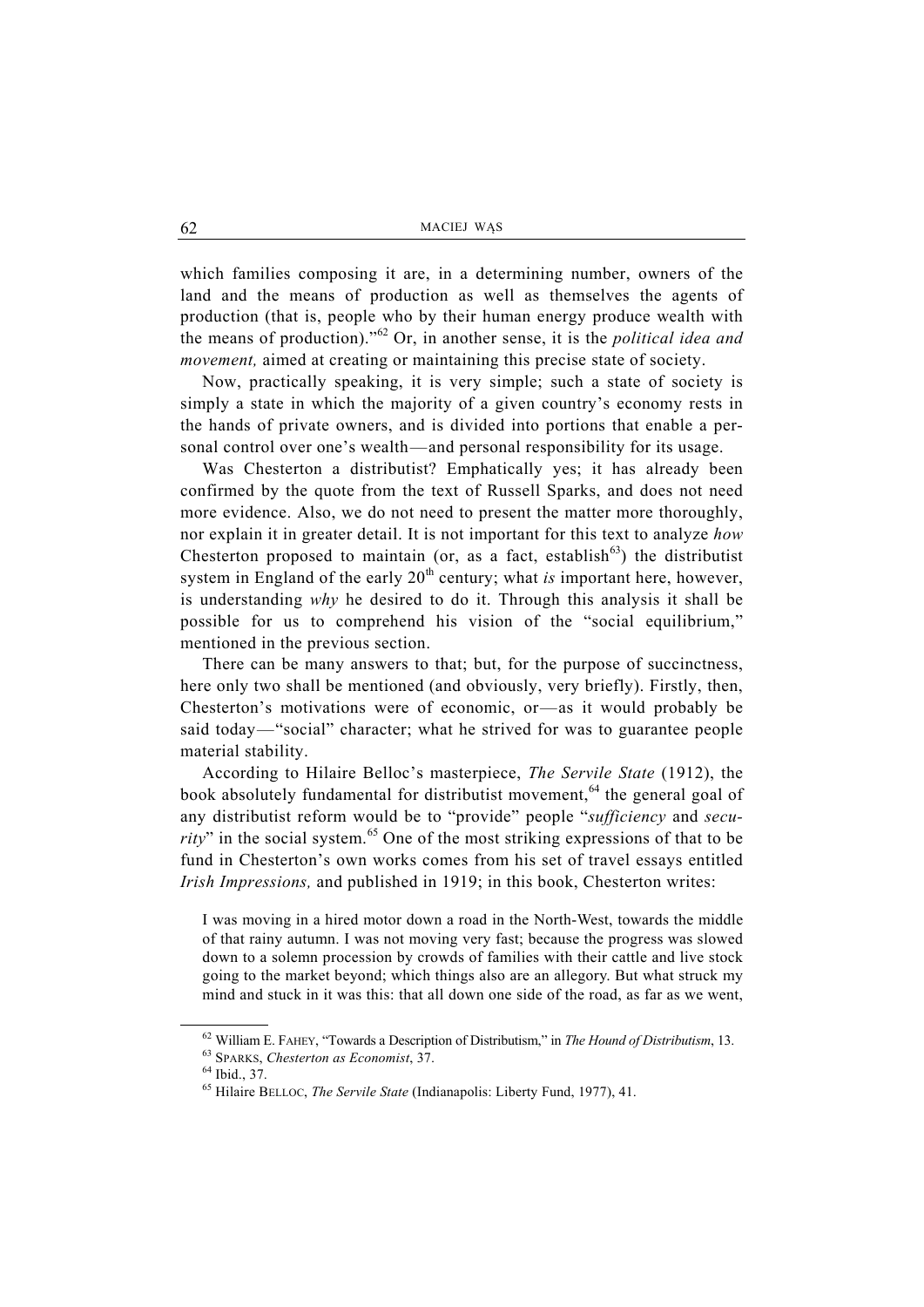which families composing it are, in a determining number, owners of the land and the means of production as well as themselves the agents of production (that is, people who by their human energy produce wealth with the means of production)."[62] Or, in another sense, it is the *political idea and movement,* aimed at creating or maintaining this precise state of society.

Now, practically speaking, it is very simple; such a state of society is simply a state in which the majority of a given country's economy rests in the hands of private owners, and is divided into portions that enable a personal control over one's wealth—and personal responsibility for its usage.

Was Chesterton a distributist? Emphatically yes; it has already been confirmed by the quote from the text of Russell Sparks, and does not need more evidence. Also, we do not need to present the matter more thoroughly, nor explain it in greater detail. It is not important for this text to analyze *how* Chesterton proposed to maintain (or, as a fact, establish[63]) the distributist system in England of the early 20th century; what *is* important here, however, is understanding *why* he desired to do it. Through this analysis it shall be possible for us to comprehend his vision of the "social equilibrium," mentioned in the previous section.

There can be many answers to that; but, for the purpose of succinctness, here only two shall be mentioned (and obviously, very briefly). Firstly, then, Chesterton's motivations were of economic, or—as it would probably be said today—"social" character; what he strived for was to guarantee people material stability.

According to Hilaire Belloc's masterpiece, *The Servile State* (1912), the book absolutely fundamental for distributist movement,[64] the general goal of any distributist reform would be to "provide" people "*sufficiency* and *security*" in the social system.[65] One of the most striking expressions of that to be fund in Chesterton's own works comes from his set of travel essays entitled *Irish Impressions,* and published in 1919; in this book, Chesterton writes:

> I was moving in a hired motor down a road in the North-West, towards the middle of that rainy autumn. I was not moving very fast; because the progress was slowed down to a solemn procession by crowds of families with their cattle and live stock going to the market beyond; which things also are an allegory. But what struck my mind and stuck in it was this: that all down one side of the road, as far as we went,

---

[62] William E. FAHEY, "Towards a Description of Distributism," in *The Hound of Distributism*, 13.

[63] SPARKS, *Chesterton as Economist*, 37.

[64] Ibid., 37.

[65] Hilaire BELLOC, *The Servile State* (Indianapolis: Liberty Fund, 1977), 41.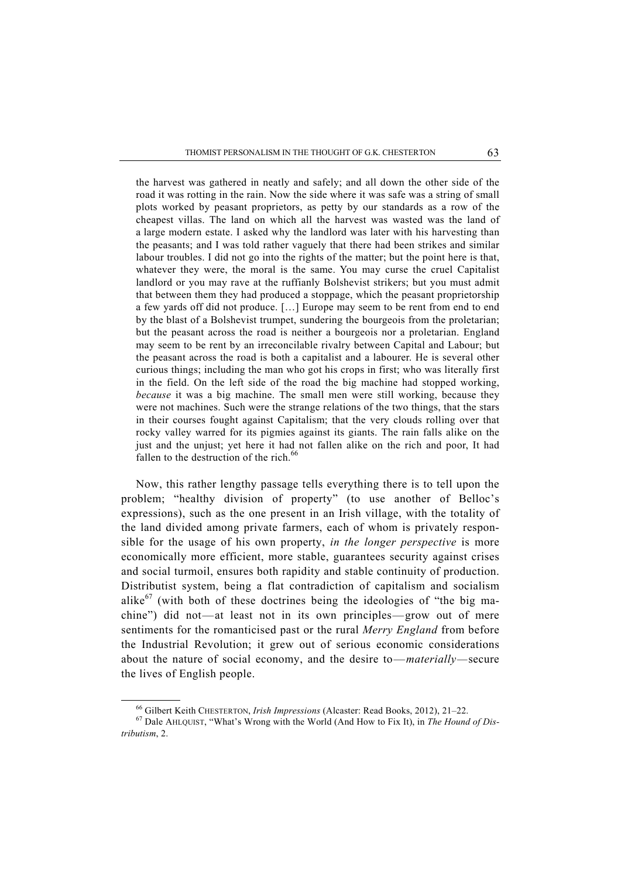> the harvest was gathered in neatly and safely; and all down the other side of the road it was rotting in the rain. Now the side where it was safe was a string of small plots worked by peasant proprietors, as petty by our standards as a row of the cheapest villas. The land on which all the harvest was wasted was the land of a large modern estate. I asked why the landlord was later with his harvesting than the peasants; and I was told rather vaguely that there had been strikes and similar labour troubles. I did not go into the rights of the matter; but the point here is that, whatever they were, the moral is the same. You may curse the cruel Capitalist landlord or you may rave at the ruffianly Bolshevist strikers; but you must admit that between them they had produced a stoppage, which the peasant proprietorship a few yards off did not produce. […] Europe may seem to be rent from end to end by the blast of a Bolshevist trumpet, sundering the bourgeois from the proletarian; but the peasant across the road is neither a bourgeois nor a proletarian. England may seem to be rent by an irreconcilable rivalry between Capital and Labour; but the peasant across the road is both a capitalist and a labourer. He is several other curious things; including the man who got his crops in first; who was literally first in the field. On the left side of the road the big machine had stopped working, *because* it was a big machine. The small men were still working, because they were not machines. Such were the strange relations of the two things, that the stars in their courses fought against Capitalism; that the very clouds rolling over that rocky valley warred for its pigmies against its giants. The rain falls alike on the just and the unjust; yet here it had not fallen alike on the rich and poor, It had fallen to the destruction of the rich.[66]

Now, this rather lengthy passage tells everything there is to tell upon the problem; "healthy division of property" (to use another of Belloc's expressions), such as the one present in an Irish village, with the totality of the land divided among private farmers, each of whom is privately responsible for the usage of his own property, *in the longer perspective* is more economically more efficient, more stable, guarantees security against crises and social turmoil, ensures both rapidity and stable continuity of production. Distributist system, being a flat contradiction of capitalism and socialism alike[67] (with both of these doctrines being the ideologies of "the big machine") did not—at least not in its own principles—grow out of mere sentiments for the romanticised past or the rural *Merry England* from before the Industrial Revolution; it grew out of serious economic considerations about the nature of social economy, and the desire to—*materially*—secure the lives of English people.

---

[66] Gilbert Keith CHESTERTON, *Irish Impressions* (Alcaster: Read Books, 2012), 21–22.

[67] Dale AHLQUIST, "What's Wrong with the World (And How to Fix It), in *The Hound of Distributism*, 2.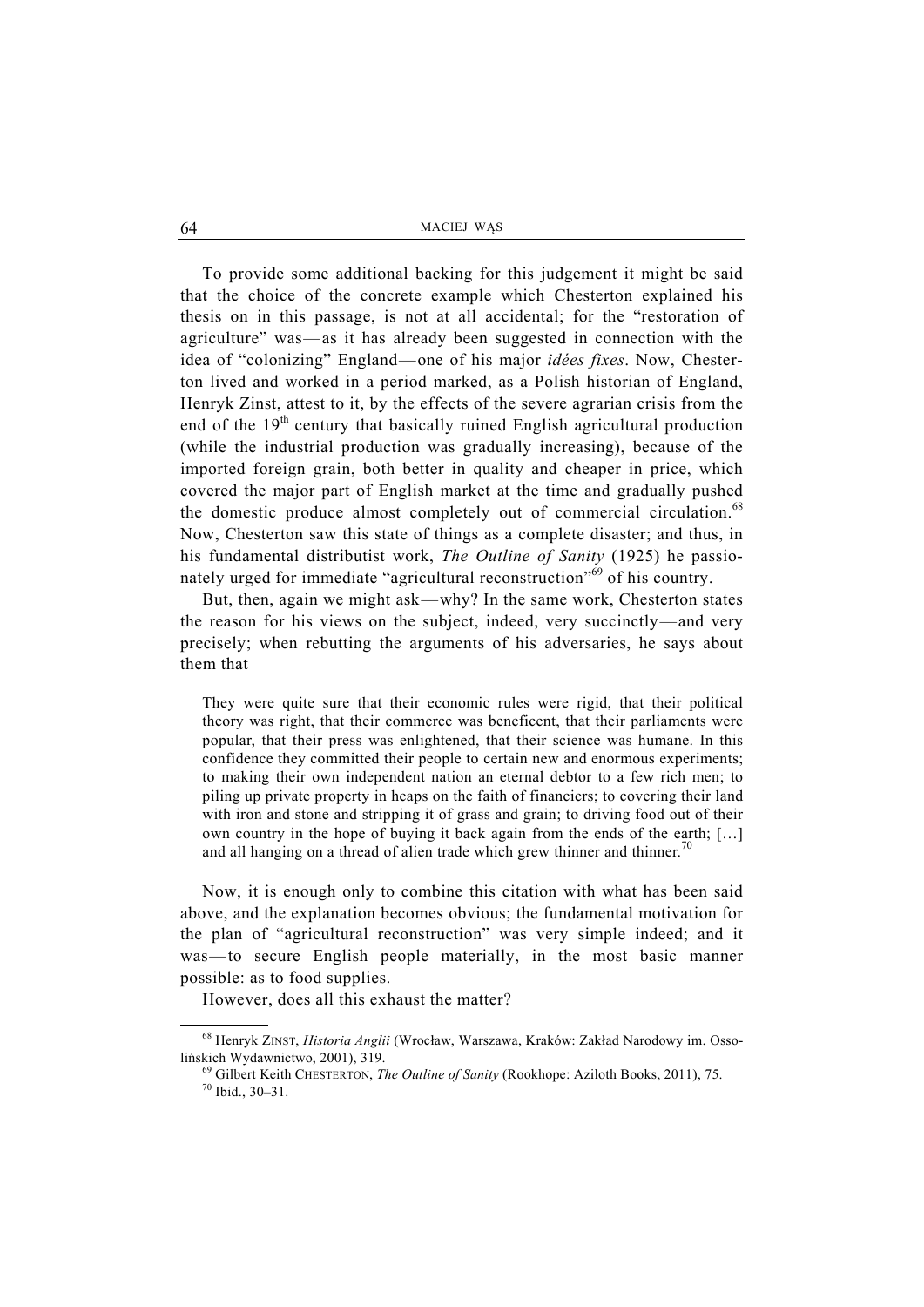To provide some additional backing for this judgement it might be said that the choice of the concrete example which Chesterton explained his thesis on in this passage, is not at all accidental; for the "restoration of agriculture" was—as it has already been suggested in connection with the idea of "colonizing" England—one of his major *idées fixes*. Now, Chesterton lived and worked in a period marked, as a Polish historian of England, Henryk Zinst, attest to it, by the effects of the severe agrarian crisis from the end of the 19th century that basically ruined English agricultural production (while the industrial production was gradually increasing), because of the imported foreign grain, both better in quality and cheaper in price, which covered the major part of English market at the time and gradually pushed the domestic produce almost completely out of commercial circulation.[68] Now, Chesterton saw this state of things as a complete disaster; and thus, in his fundamental distributist work, *The Outline of Sanity* (1925) he passionately urged for immediate "agricultural reconstruction"[69] of his country.

But, then, again we might ask—why? In the same work, Chesterton states the reason for his views on the subject, indeed, very succinctly—and very precisely; when rebutting the arguments of his adversaries, he says about them that

> They were quite sure that their economic rules were rigid, that their political theory was right, that their commerce was beneficent, that their parliaments were popular, that their press was enlightened, that their science was humane. In this confidence they committed their people to certain new and enormous experiments; to making their own independent nation an eternal debtor to a few rich men; to piling up private property in heaps on the faith of financiers; to covering their land with iron and stone and stripping it of grass and grain; to driving food out of their own country in the hope of buying it back again from the ends of the earth; […] and all hanging on a thread of alien trade which grew thinner and thinner.[70]

Now, it is enough only to combine this citation with what has been said above, and the explanation becomes obvious; the fundamental motivation for the plan of "agricultural reconstruction" was very simple indeed; and it was—to secure English people materially, in the most basic manner possible: as to food supplies.

However, does all this exhaust the matter?

---

[68] Henryk ZINST, *Historia Anglii* (Wrocław, Warszawa, Kraków: Zakład Narodowy im. Ossolińskich Wydawnictwo, 2001), 319.

[69] Gilbert Keith CHESTERTON, *The Outline of Sanity* (Rookhope: Aziloth Books, 2011), 75.

[70] Ibid., 30–31.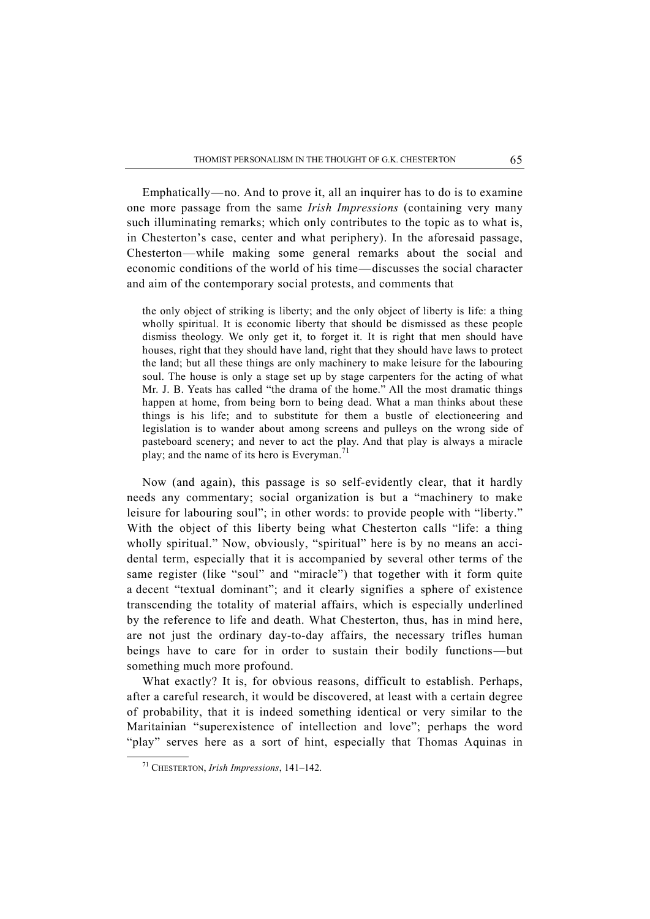Emphatically—no. And to prove it, all an inquirer has to do is to examine one more passage from the same *Irish Impressions* (containing very many such illuminating remarks; which only contributes to the topic as to what is, in Chesterton's case, center and what periphery). In the aforesaid passage, Chesterton—while making some general remarks about the social and economic conditions of the world of his time—discusses the social character and aim of the contemporary social protests, and comments that

> the only object of striking is liberty; and the only object of liberty is life: a thing wholly spiritual. It is economic liberty that should be dismissed as these people dismiss theology. We only get it, to forget it. It is right that men should have houses, right that they should have land, right that they should have laws to protect the land; but all these things are only machinery to make leisure for the labouring soul. The house is only a stage set up by stage carpenters for the acting of what Mr. J. B. Yeats has called "the drama of the home." All the most dramatic things happen at home, from being born to being dead. What a man thinks about these things is his life; and to substitute for them a bustle of electioneering and legislation is to wander about among screens and pulleys on the wrong side of pasteboard scenery; and never to act the play. And that play is always a miracle play; and the name of its hero is Everyman.[71]

Now (and again), this passage is so self-evidently clear, that it hardly needs any commentary; social organization is but a "machinery to make leisure for labouring soul"; in other words: to provide people with "liberty." With the object of this liberty being what Chesterton calls "life: a thing wholly spiritual." Now, obviously, "spiritual" here is by no means an accidental term, especially that it is accompanied by several other terms of the same register (like "soul" and "miracle") that together with it form quite a decent "textual dominant"; and it clearly signifies a sphere of existence transcending the totality of material affairs, which is especially underlined by the reference to life and death. What Chesterton, thus, has in mind here, are not just the ordinary day-to-day affairs, the necessary trifles human beings have to care for in order to sustain their bodily functions—but something much more profound.

What exactly? It is, for obvious reasons, difficult to establish. Perhaps, after a careful research, it would be discovered, at least with a certain degree of probability, that it is indeed something identical or very similar to the Maritainian "superexistence of intellection and love"; perhaps the word "play" serves here as a sort of hint, especially that Thomas Aquinas in

---

[71] CHESTERTON, *Irish Impressions*, 141–142.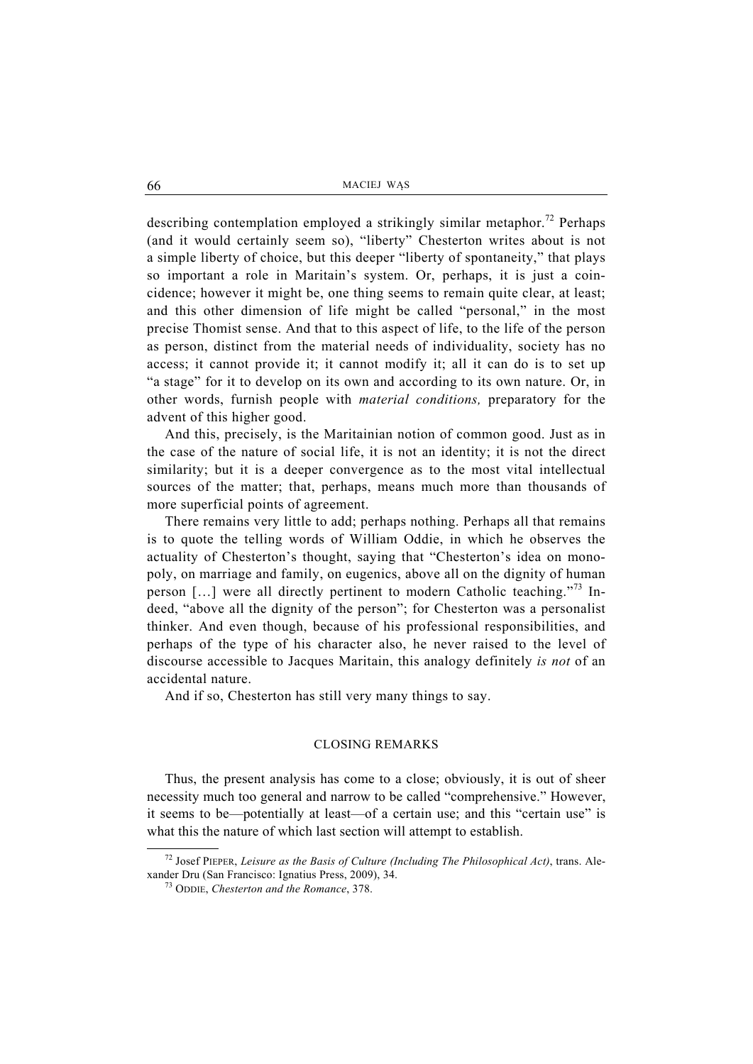describing contemplation employed a strikingly similar metaphor.[72] Perhaps (and it would certainly seem so), "liberty" Chesterton writes about is not a simple liberty of choice, but this deeper "liberty of spontaneity," that plays so important a role in Maritain's system. Or, perhaps, it is just a coincidence; however it might be, one thing seems to remain quite clear, at least; and this other dimension of life might be called "personal," in the most precise Thomist sense. And that to this aspect of life, to the life of the person as person, distinct from the material needs of individuality, society has no access; it cannot provide it; it cannot modify it; all it can do is to set up "a stage" for it to develop on its own and according to its own nature. Or, in other words, furnish people with *material conditions,* preparatory for the advent of this higher good.

And this, precisely, is the Maritainian notion of common good. Just as in the case of the nature of social life, it is not an identity; it is not the direct similarity; but it is a deeper convergence as to the most vital intellectual sources of the matter; that, perhaps, means much more than thousands of more superficial points of agreement.

There remains very little to add; perhaps nothing. Perhaps all that remains is to quote the telling words of William Oddie, in which he observes the actuality of Chesterton's thought, saying that "Chesterton's idea on monopoly, on marriage and family, on eugenics, above all on the dignity of human person […] were all directly pertinent to modern Catholic teaching."[73] Indeed, "above all the dignity of the person"; for Chesterton was a personalist thinker. And even though, because of his professional responsibilities, and perhaps of the type of his character also, he never raised to the level of discourse accessible to Jacques Maritain, this analogy definitely *is not* of an accidental nature.

And if so, Chesterton has still very many things to say.

## CLOSING REMARKS

Thus, the present analysis has come to a close; obviously, it is out of sheer necessity much too general and narrow to be called "comprehensive." However, it seems to be—potentially at least—of a certain use; and this "certain use" is what this the nature of which last section will attempt to establish.

---

[72] Josef PIEPER, *Leisure as the Basis of Culture (Including The Philosophical Act)*, trans. Alexander Dru (San Francisco: Ignatius Press, 2009), 34.

[73] ODDIE, *Chesterton and the Romance*, 378.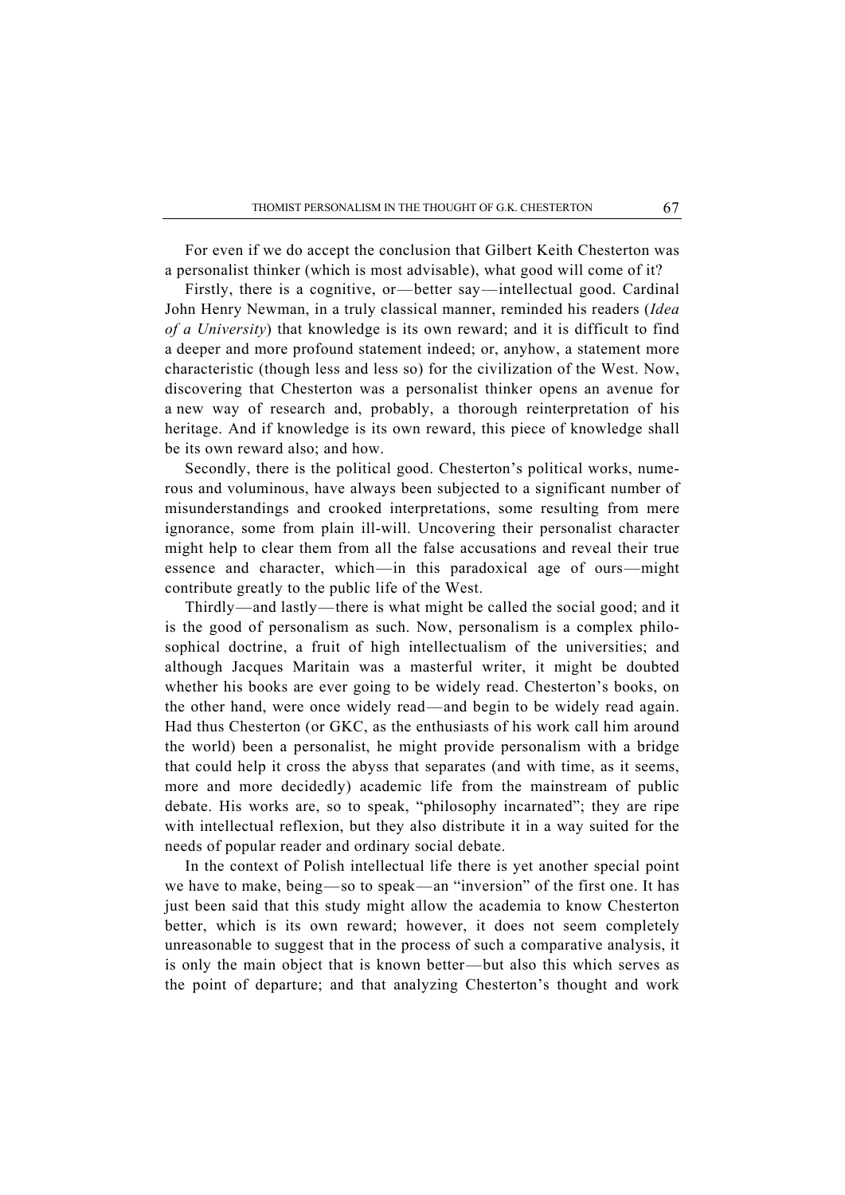For even if we do accept the conclusion that Gilbert Keith Chesterton was a personalist thinker (which is most advisable), what good will come of it?

Firstly, there is a cognitive, or—better say—intellectual good. Cardinal John Henry Newman, in a truly classical manner, reminded his readers (*Idea of a University*) that knowledge is its own reward; and it is difficult to find a deeper and more profound statement indeed; or, anyhow, a statement more characteristic (though less and less so) for the civilization of the West. Now, discovering that Chesterton was a personalist thinker opens an avenue for a new way of research and, probably, a thorough reinterpretation of his heritage. And if knowledge is its own reward, this piece of knowledge shall be its own reward also; and how.

Secondly, there is the political good. Chesterton's political works, numerous and voluminous, have always been subjected to a significant number of misunderstandings and crooked interpretations, some resulting from mere ignorance, some from plain ill-will. Uncovering their personalist character might help to clear them from all the false accusations and reveal their true essence and character, which—in this paradoxical age of ours—might contribute greatly to the public life of the West.

Thirdly—and lastly—there is what might be called the social good; and it is the good of personalism as such. Now, personalism is a complex philosophical doctrine, a fruit of high intellectualism of the universities; and although Jacques Maritain was a masterful writer, it might be doubted whether his books are ever going to be widely read. Chesterton's books, on the other hand, were once widely read—and begin to be widely read again. Had thus Chesterton (or GKC, as the enthusiasts of his work call him around the world) been a personalist, he might provide personalism with a bridge that could help it cross the abyss that separates (and with time, as it seems, more and more decidedly) academic life from the mainstream of public debate. His works are, so to speak, "philosophy incarnated"; they are ripe with intellectual reflexion, but they also distribute it in a way suited for the needs of popular reader and ordinary social debate.

In the context of Polish intellectual life there is yet another special point we have to make, being—so to speak—an "inversion" of the first one. It has just been said that this study might allow the academia to know Chesterton better, which is its own reward; however, it does not seem completely unreasonable to suggest that in the process of such a comparative analysis, it is only the main object that is known better—but also this which serves as the point of departure; and that analyzing Chesterton's thought and work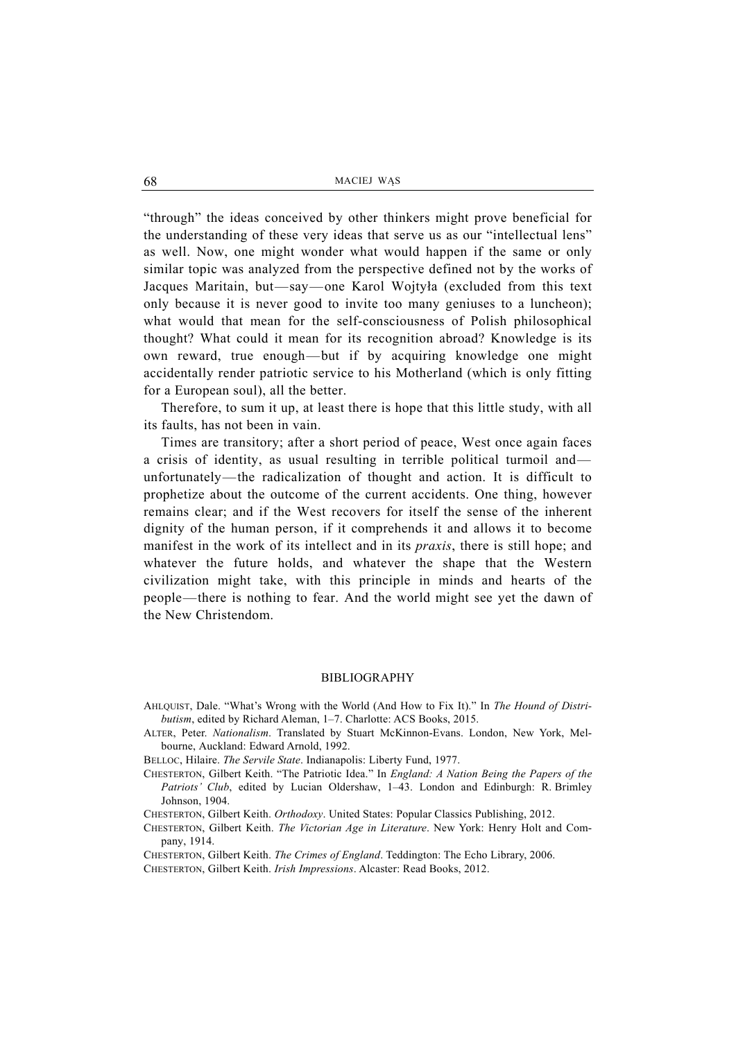"through" the ideas conceived by other thinkers might prove beneficial for the understanding of these very ideas that serve us as our "intellectual lens" as well. Now, one might wonder what would happen if the same or only similar topic was analyzed from the perspective defined not by the works of Jacques Maritain, but—say—one Karol Wojtyła (excluded from this text only because it is never good to invite too many geniuses to a luncheon); what would that mean for the self-consciousness of Polish philosophical thought? What could it mean for its recognition abroad? Knowledge is its own reward, true enough—but if by acquiring knowledge one might accidentally render patriotic service to his Motherland (which is only fitting for a European soul), all the better.

Therefore, to sum it up, at least there is hope that this little study, with all its faults, has not been in vain.

Times are transitory; after a short period of peace, West once again faces a crisis of identity, as usual resulting in terrible political turmoil and—unfortunately—the radicalization of thought and action. It is difficult to prophetize about the outcome of the current accidents. One thing, however remains clear; and if the West recovers for itself the sense of the inherent dignity of the human person, if it comprehends it and allows it to become manifest in the work of its intellect and in its *praxis*, there is still hope; and whatever the future holds, and whatever the shape that the Western civilization might take, with this principle in minds and hearts of the people—there is nothing to fear. And the world might see yet the dawn of the New Christendom.

## BIBLIOGRAPHY

AHLQUIST, Dale. "What's Wrong with the World (And How to Fix It)." In *The Hound of Distributism*, edited by Richard Aleman, 1–7. Charlotte: ACS Books, 2015.

ALTER, Peter. *Nationalism*. Translated by Stuart McKinnon-Evans. London, New York, Melbourne, Auckland: Edward Arnold, 1992.

BELLOC, Hilaire. *The Servile State*. Indianapolis: Liberty Fund, 1977.

CHESTERTON, Gilbert Keith. "The Patriotic Idea." In *England: A Nation Being the Papers of the Patriots' Club*, edited by Lucian Oldershaw, 1–43. London and Edinburgh: R. Brimley Johnson, 1904.

CHESTERTON, Gilbert Keith. *Orthodoxy*. United States: Popular Classics Publishing, 2012.

CHESTERTON, Gilbert Keith. *The Victorian Age in Literature*. New York: Henry Holt and Company, 1914.

CHESTERTON, Gilbert Keith. *The Crimes of England*. Teddington: The Echo Library, 2006.

CHESTERTON, Gilbert Keith. *Irish Impressions*. Alcaster: Read Books, 2012.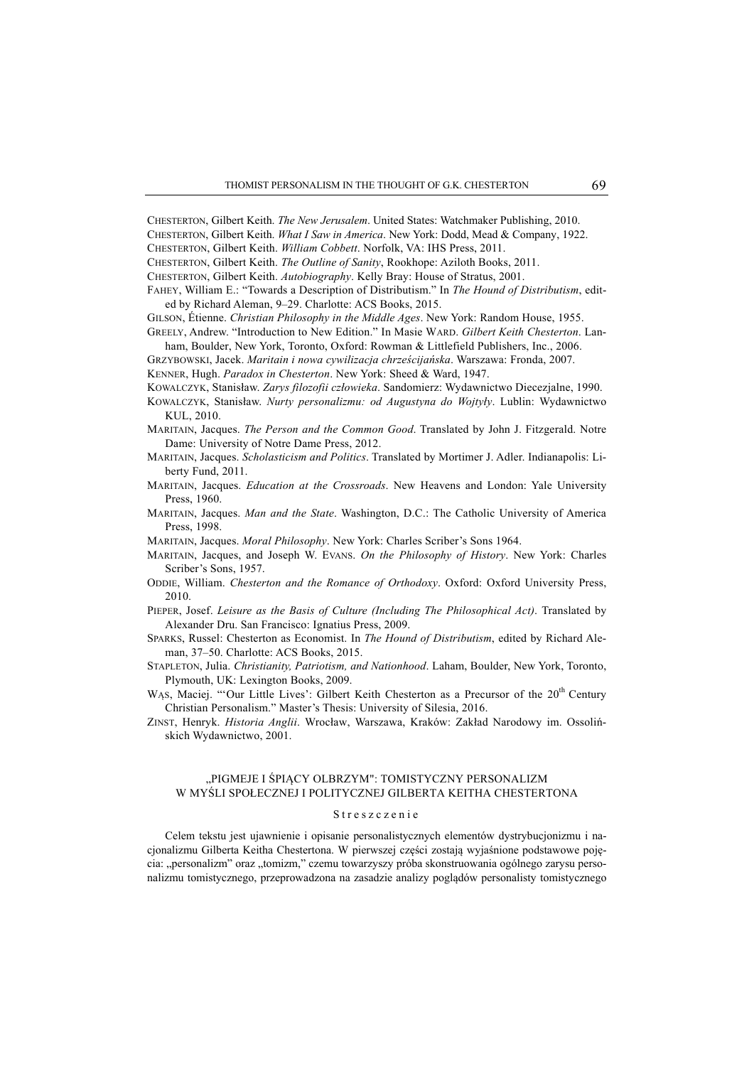CHESTERTON, Gilbert Keith. *The New Jerusalem*. United States: Watchmaker Publishing, 2010.

CHESTERTON, Gilbert Keith. *What I Saw in America*. New York: Dodd, Mead & Company, 1922.

CHESTERTON, Gilbert Keith. *William Cobbett*. Norfolk, VA: IHS Press, 2011.

CHESTERTON, Gilbert Keith. *The Outline of Sanity*, Rookhope: Aziloth Books, 2011.

CHESTERTON, Gilbert Keith. *Autobiography*. Kelly Bray: House of Stratus, 2001.

FAHEY, William E.: "Towards a Description of Distributism." In *The Hound of Distributism*, edited by Richard Aleman, 9–29. Charlotte: ACS Books, 2015.

GILSON, Étienne. *Christian Philosophy in the Middle Ages*. New York: Random House, 1955.

GREELY, Andrew. "Introduction to New Edition." In Masie WARD. *Gilbert Keith Chesterton*. Lanham, Boulder, New York, Toronto, Oxford: Rowman & Littlefield Publishers, Inc., 2006.

GRZYBOWSKI, Jacek. *Maritain i nowa cywilizacja chrześcijańska*. Warszawa: Fronda, 2007.

KENNER, Hugh. *Paradox in Chesterton*. New York: Sheed & Ward, 1947.

KOWALCZYK, Stanisław. *Zarys filozofii człowieka*. Sandomierz: Wydawnictwo Diecezjalne, 1990.

KOWALCZYK, Stanisław. *Nurty personalizmu: od Augustyna do Wojtyły*. Lublin: Wydawnictwo KUL, 2010.

MARITAIN, Jacques. *The Person and the Common Good*. Translated by John J. Fitzgerald. Notre Dame: University of Notre Dame Press, 2012.

MARITAIN, Jacques. *Scholasticism and Politics*. Translated by Mortimer J. Adler. Indianapolis: Liberty Fund, 2011.

MARITAIN, Jacques. *Education at the Crossroads*. New Heavens and London: Yale University Press, 1960.

MARITAIN, Jacques. *Man and the State*. Washington, D.C.: The Catholic University of America Press, 1998.

MARITAIN, Jacques. *Moral Philosophy*. New York: Charles Scriber's Sons 1964.

MARITAIN, Jacques, and Joseph W. EVANS. *On the Philosophy of History*. New York: Charles Scriber's Sons, 1957.

ODDIE, William. *Chesterton and the Romance of Orthodoxy*. Oxford: Oxford University Press, 2010.

PIEPER, Josef. *Leisure as the Basis of Culture (Including The Philosophical Act)*. Translated by Alexander Dru. San Francisco: Ignatius Press, 2009.

SPARKS, Russel: Chesterton as Economist. In *The Hound of Distributism*, edited by Richard Aleman, 37–50. Charlotte: ACS Books, 2015.

STAPLETON, Julia. *Christianity, Patriotism, and Nationhood*. Laham, Boulder, New York, Toronto, Plymouth, UK: Lexington Books, 2009.

WĄS, Maciej. "'Our Little Lives': Gilbert Keith Chesterton as a Precursor of the 20th Century Christian Personalism." Master's Thesis: University of Silesia, 2016.

ZINST, Henryk. *Historia Anglii*. Wrocław, Warszawa, Kraków: Zakład Narodowy im. Ossolińskich Wydawnictwo, 2001.

## „PIGMEJE I ŚPIĄCY OLBRZYM": TOMISTYCZNY PERSONALIZM W MYŚLI SPOŁECZNEJ I POLITYCZNEJ GILBERTA KEITHA CHESTERTONA

### Streszczenie

Celem tekstu jest ujawnienie i opisanie personalistycznych elementów dystrybucjonizmu i nacjonalizmu Gilberta Keitha Chestertona. W pierwszej części zostają wyjaśnione podstawowe pojęcia: „personalizm" oraz „tomizm," czemu towarzyszy próba skonstruowania ogólnego zarysu personalizmu tomistycznego, przeprowadzona na zasadzie analizy poglądów personalisty tomistycznego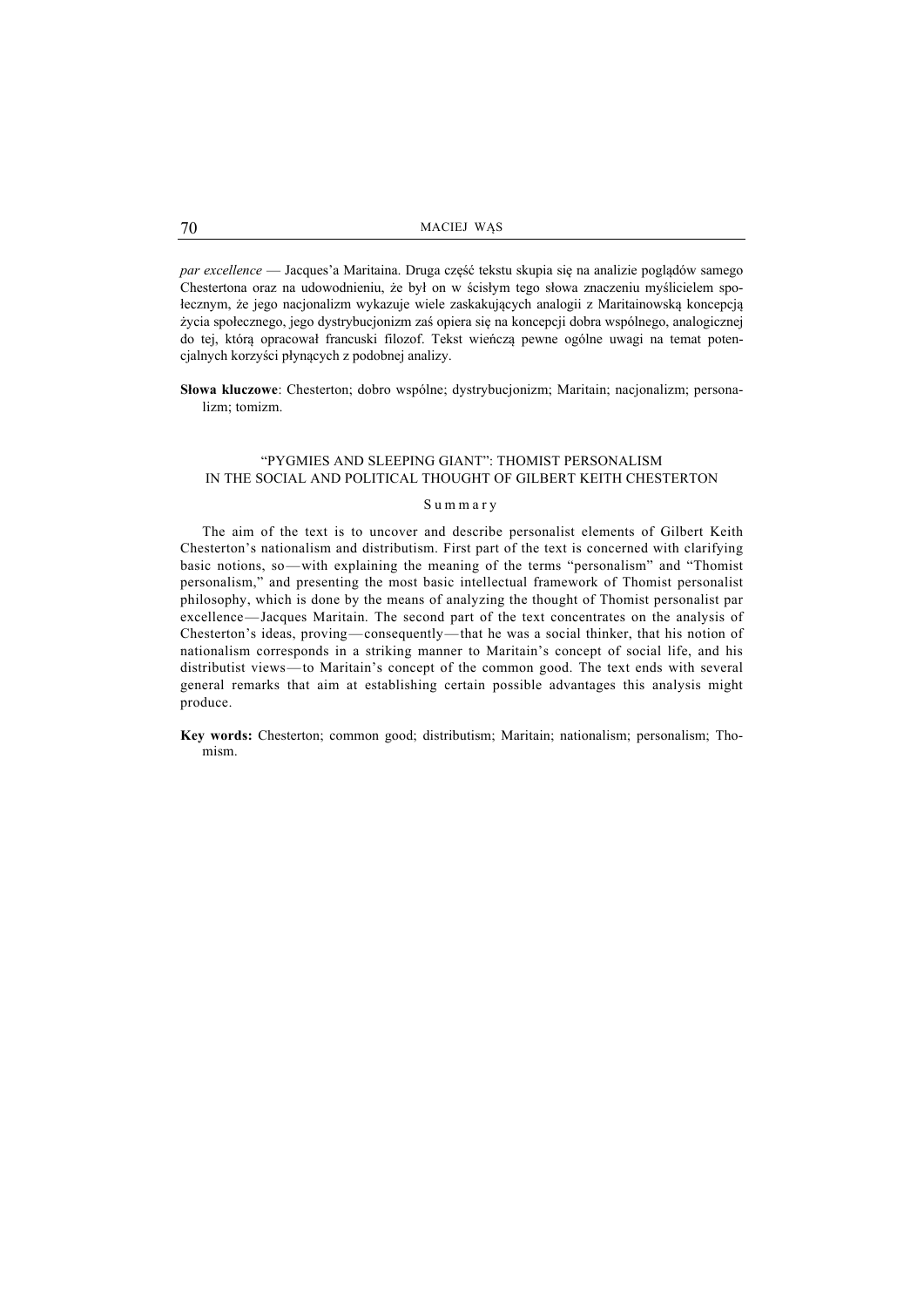*par excellence* — Jacques'a Maritaina. Druga część tekstu skupia się na analizie poglądów samego Chestertona oraz na udowodnieniu, że był on w ścisłym tego słowa znaczeniu myślicielem społecznym, że jego nacjonalizm wykazuje wiele zaskakujących analogii z Maritainowską koncepcją życia społecznego, jego dystrybucjonizm zaś opiera się na koncepcji dobra wspólnego, analogicznej do tej, którą opracował francuski filozof. Tekst wieńczą pewne ogólne uwagi na temat potencjalnych korzyści płynących z podobnej analizy.

**Słowa kluczowe**: Chesterton; dobro wspólne; dystrybucjonizm; Maritain; nacjonalizm; personalizm; tomizm.

## "PYGMIES AND SLEEPING GIANT": THOMIST PERSONALISM IN THE SOCIAL AND POLITICAL THOUGHT OF GILBERT KEITH CHESTERTON

### Summary

The aim of the text is to uncover and describe personalist elements of Gilbert Keith Chesterton's nationalism and distributism. First part of the text is concerned with clarifying basic notions, so — with explaining the meaning of the terms "personalism" and "Thomist personalism," and presenting the most basic intellectual framework of Thomist personalist philosophy, which is done by the means of analyzing the thought of Thomist personalist par excellence — Jacques Maritain. The second part of the text concentrates on the analysis of Chesterton's ideas, proving — consequently — that he was a social thinker, that his notion of nationalism corresponds in a striking manner to Maritain's concept of social life, and his distributist views — to Maritain's concept of the common good. The text ends with several general remarks that aim at establishing certain possible advantages this analysis might produce.

**Key words:** Chesterton; common good; distributism; Maritain; nationalism; personalism; Thomism.